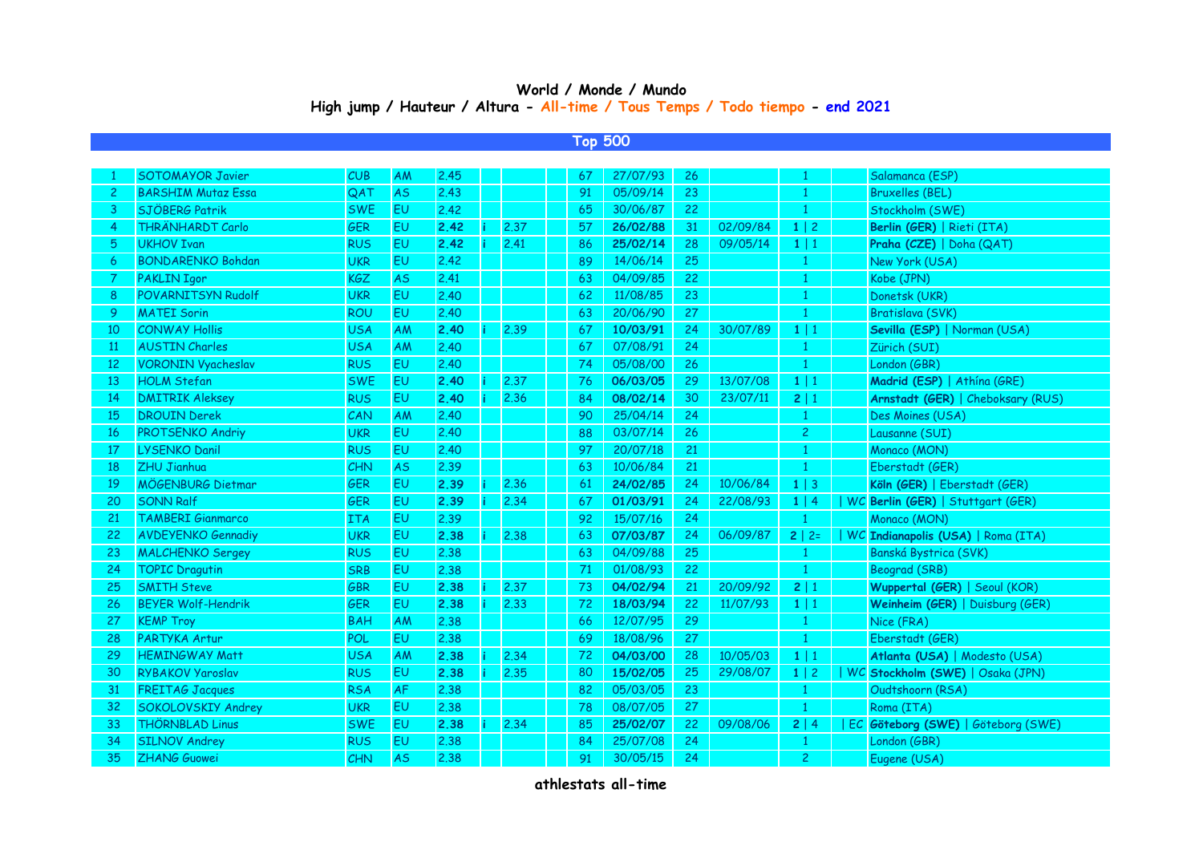**World / Monde / Mundo**
**High jump / Hauteur / Altura - All-time / Tous Temps / Todo tiempo - end 2021**

**Top 500**

| | | | | | | | | | | | | | | |
|---|---|---|---|---|---|---|---|---|---|---|---|---|---|---|
| 1 | SOTOMAYOR Javier | CUB | AM | 2,45 | | | 67 | 27/07/93 | 26 | | 1 | | Salamanca (ESP) |
| 2 | BARSHIM Mutaz Essa | QAT | AS | 2,43 | | | 91 | 05/09/14 | 23 | | 1 | | Bruxelles (BEL) |
| 3 | SJÖBERG Patrik | SWE | EU | 2,42 | | | 65 | 30/06/87 | 22 | | 1 | | Stockholm (SWE) |
| 4 | THRÄNHARDT Carlo | GER | EU | **2,42** | i | 2,37 | 57 | **26/02/88** | 31 | 02/09/84 | **1** \| 2 | | **Berlin (GER)** \| Rieti (ITA) |
| 5 | UKHOV Ivan | RUS | EU | **2,42** | i | 2,41 | 86 | **25/02/14** | 28 | 09/05/14 | **1** \| 1 | | **Praha (CZE)** \| Doha (QAT) |
| 6 | BONDARENKO Bohdan | UKR | EU | 2,42 | | | 89 | 14/06/14 | 25 | | 1 | | New York (USA) |
| 7 | PAKLIN Igor | KGZ | AS | 2,41 | | | 63 | 04/09/85 | 22 | | 1 | | Kobe (JPN) |
| 8 | POVARNITSYN Rudolf | UKR | EU | 2,40 | | | 62 | 11/08/85 | 23 | | 1 | | Donetsk (UKR) |
| 9 | MATEI Sorin | ROU | EU | 2,40 | | | 63 | 20/06/90 | 27 | | 1 | | Bratislava (SVK) |
| 10 | CONWAY Hollis | USA | AM | **2,40** | i | 2,39 | 67 | **10/03/91** | 24 | 30/07/89 | **1** \| 1 | | **Sevilla (ESP)** \| Norman (USA) |
| 11 | AUSTIN Charles | USA | AM | 2,40 | | | 67 | 07/08/91 | 24 | | 1 | | Zürich (SUI) |
| 12 | VORONIN Vyacheslav | RUS | EU | 2,40 | | | 74 | 05/08/00 | 26 | | 1 | | London (GBR) |
| 13 | HOLM Stefan | SWE | EU | **2,40** | i | 2,37 | 76 | **06/03/05** | 29 | 13/07/08 | **1** \| 1 | | **Madrid (ESP)** \| Athína (GRE) |
| 14 | DMITRIK Aleksey | RUS | EU | **2,40** | i | 2,36 | 84 | **08/02/14** | 30 | 23/07/11 | **2** \| 1 | | **Arnstadt (GER)** \| Cheboksary (RUS) |
| 15 | DROUIN Derek | CAN | AM | 2,40 | | | 90 | 25/04/14 | 24 | | 1 | | Des Moines (USA) |
| 16 | PROTSENKO Andriy | UKR | EU | 2,40 | | | 88 | 03/07/14 | 26 | | 2 | | Lausanne (SUI) |
| 17 | LYSENKO Danil | RUS | EU | 2,40 | | | 97 | 20/07/18 | 21 | | 1 | | Monaco (MON) |
| 18 | ZHU Jianhua | CHN | AS | 2,39 | | | 63 | 10/06/84 | 21 | | 1 | | Eberstadt (GER) |
| 19 | MÖGENBURG Dietmar | GER | EU | **2,39** | i | 2,36 | 61 | **24/02/85** | 24 | 10/06/84 | **1** \| 3 | | **Köln (GER)** \| Eberstadt (GER) |
| 20 | SONN Ralf | GER | EU | **2,39** | i | 2,34 | 67 | **01/03/91** | 24 | 22/08/93 | **1** \| 4 | \| WC | **Berlin (GER)** \| Stuttgart (GER) |
| 21 | TAMBERI Gianmarco | ITA | EU | 2,39 | | | 92 | 15/07/16 | 24 | | 1 | | Monaco (MON) |
| 22 | AVDEYENKO Gennadiy | UKR | EU | **2,38** | i | 2,38 | 63 | **07/03/87** | 24 | 06/09/87 | **2** \| 2= | \| WC | **Indianapolis (USA)** \| Roma (ITA) |
| 23 | MALCHENKO Sergey | RUS | EU | 2,38 | | | 63 | 04/09/88 | 25 | | 1 | | Banská Bystrica (SVK) |
| 24 | TOPIC Dragutin | SRB | EU | 2,38 | | | 71 | 01/08/93 | 22 | | 1 | | Beograd (SRB) |
| 25 | SMITH Steve | GBR | EU | **2,38** | i | 2,37 | 73 | **04/02/94** | 21 | 20/09/92 | **2** \| 1 | | **Wuppertal (GER)** \| Seoul (KOR) |
| 26 | BEYER Wolf-Hendrik | GER | EU | **2,38** | i | 2,33 | 72 | **18/03/94** | 22 | 11/07/93 | **1** \| 1 | | **Weinheim (GER)** \| Duisburg (GER) |
| 27 | KEMP Troy | BAH | AM | 2,38 | | | 66 | 12/07/95 | 29 | | 1 | | Nice (FRA) |
| 28 | PARTYKA Artur | POL | EU | 2,38 | | | 69 | 18/08/96 | 27 | | 1 | | Eberstadt (GER) |
| 29 | HEMINGWAY Matt | USA | AM | **2,38** | i | 2,34 | 72 | **04/03/00** | 28 | 10/05/03 | **1** \| 1 | | **Atlanta (USA)** \| Modesto (USA) |
| 30 | RYBAKOV Yaroslav | RUS | EU | **2,38** | i | 2,35 | 80 | **15/02/05** | 25 | 29/08/07 | **1** \| 2 | \| WC | **Stockholm (SWE)** \| Osaka (JPN) |
| 31 | FREITAG Jacques | RSA | AF | 2,38 | | | 82 | 05/03/05 | 23 | | 1 | | Oudtshoorn (RSA) |
| 32 | SOKOLOVSKIY Andrey | UKR | EU | 2,38 | | | 78 | 08/07/05 | 27 | | 1 | | Roma (ITA) |
| 33 | THÖRNBLAD Linus | SWE | EU | **2,38** | i | 2,34 | 85 | **25/02/07** | 22 | 09/08/06 | **2** \| 4 | \| EC | **Göteborg (SWE)** \| Göteborg (SWE) |
| 34 | SILNOV Andrey | RUS | EU | 2,38 | | | 84 | 25/07/08 | 24 | | 1 | | London (GBR) |
| 35 | ZHANG Guowei | CHN | AS | 2,38 | | | 91 | 30/05/15 | 24 | | 2 | | Eugene (USA) |

**athlestats all-time**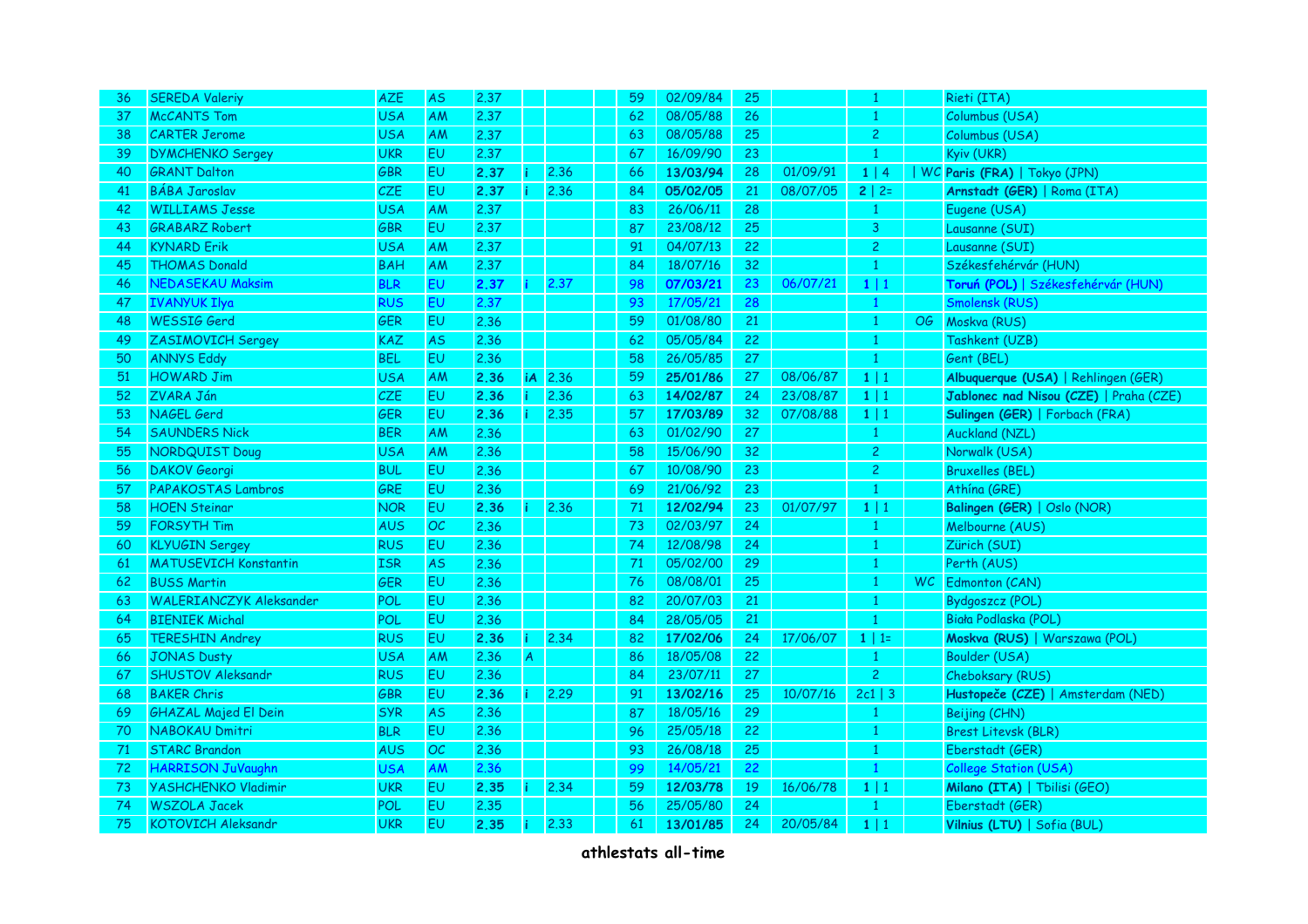| 36 | SEREDA Valeriy | AZE | AS | 2.37 | | | 59 | 02/09/84 | 25 | | 1 | | Rieti (ITA) |
|---|---|---|---|---|---|---|---|---|---|---|---|---|---|
| 37 | McCANTS Tom | USA | AM | 2.37 | | | 62 | 08/05/88 | 26 | | 1 | | Columbus (USA) |
| 38 | CARTER Jerome | USA | AM | 2.37 | | | 63 | 08/05/88 | 25 | | 2 | | Columbus (USA) |
| 39 | DYMCHENKO Sergey | UKR | EU | 2.37 | | | 67 | 16/09/90 | 23 | | 1 | | Kyiv (UKR) |
| 40 | GRANT Dalton | GBR | EU | **2.37** | i | 2.36 | 66 | **13/03/94** | 28 | 01/09/91 | **1** \| 4 | \| WC | **Paris (FRA)** \| Tokyo (JPN) |
| 41 | BÁBA Jaroslav | CZE | EU | **2.37** | i | 2.36 | 84 | **05/02/05** | 21 | 08/07/05 | **2** \| 2= | | **Arnstadt (GER)** \| Roma (ITA) |
| 42 | WILLIAMS Jesse | USA | AM | 2.37 | | | 83 | 26/06/11 | 28 | | 1 | | Eugene (USA) |
| 43 | GRABARZ Robert | GBR | EU | 2.37 | | | 87 | 23/08/12 | 25 | | 3 | | Lausanne (SUI) |
| 44 | KYNARD Erik | USA | AM | 2.37 | | | 91 | 04/07/13 | 22 | | 2 | | Lausanne (SUI) |
| 45 | THOMAS Donald | BAH | AM | 2.37 | | | 84 | 18/07/16 | 32 | | 1 | | Székesfehérvár (HUN) |
| 46 | NEDASEKAU Maksim | BLR | EU | **2.37** | i | 2.37 | 98 | **07/03/21** | 23 | 06/07/21 | **1** \| 1 | | **Toruń (POL)** \| Székesfehérvár (HUN) |
| 47 | IVANYUK Ilya | RUS | EU | 2.37 | | | 93 | 17/05/21 | 28 | | 1 | | Smolensk (RUS) |
| 48 | WESSIG Gerd | GER | EU | 2.36 | | | 59 | 01/08/80 | 21 | | 1 | OG | Moskva (RUS) |
| 49 | ZASIMOVICH Sergey | KAZ | AS | 2.36 | | | 62 | 05/05/84 | 22 | | 1 | | Tashkent (UZB) |
| 50 | ANNYS Eddy | BEL | EU | 2.36 | | | 58 | 26/05/85 | 27 | | 1 | | Gent (BEL) |
| 51 | HOWARD Jim | USA | AM | **2.36** | iA | 2.36 | 59 | **25/01/86** | 27 | 08/06/87 | **1** \| 1 | | **Albuquerque (USA)** \| Rehlingen (GER) |
| 52 | ZVARA Ján | CZE | EU | **2.36** | i | 2.36 | 63 | **14/02/87** | 24 | 23/08/87 | **1** \| 1 | | **Jablonec nad Nisou (CZE)** \| Praha (CZE) |
| 53 | NAGEL Gerd | GER | EU | **2.36** | i | 2.35 | 57 | **17/03/89** | 32 | 07/08/88 | **1** \| 1 | | **Sulingen (GER)** \| Forbach (FRA) |
| 54 | SAUNDERS Nick | BER | AM | 2.36 | | | 63 | 01/02/90 | 27 | | 1 | | Auckland (NZL) |
| 55 | NORDQUIST Doug | USA | AM | 2.36 | | | 58 | 15/06/90 | 32 | | 2 | | Norwalk (USA) |
| 56 | DAKOV Georgi | BUL | EU | 2.36 | | | 67 | 10/08/90 | 23 | | 2 | | Bruxelles (BEL) |
| 57 | PAPAKOSTAS Lambros | GRE | EU | 2.36 | | | 69 | 21/06/92 | 23 | | 1 | | Athína (GRE) |
| 58 | HOEN Steinar | NOR | EU | **2.36** | i | 2.36 | 71 | **12/02/94** | 23 | 01/07/97 | **1** \| 1 | | **Balingen (GER)** \| Oslo (NOR) |
| 59 | FORSYTH Tim | AUS | OC | 2.36 | | | 73 | 02/03/97 | 24 | | 1 | | Melbourne (AUS) |
| 60 | KLYUGIN Sergey | RUS | EU | 2.36 | | | 74 | 12/08/98 | 24 | | 1 | | Zürich (SUI) |
| 61 | MATUSEVICH Konstantin | ISR | AS | 2.36 | | | 71 | 05/02/00 | 29 | | 1 | | Perth (AUS) |
| 62 | BUSS Martin | GER | EU | 2.36 | | | 76 | 08/08/01 | 25 | | 1 | WC | Edmonton (CAN) |
| 63 | WALERIANCZYK Aleksander | POL | EU | 2.36 | | | 82 | 20/07/03 | 21 | | 1 | | Bydgoszcz (POL) |
| 64 | BIENIEK Michal | POL | EU | 2.36 | | | 84 | 28/05/05 | 21 | | 1 | | Biała Podlaska (POL) |
| 65 | TERESHIN Andrey | RUS | EU | **2.36** | i | 2.34 | 82 | **17/02/06** | 24 | 17/06/07 | **1** \| 1= | | **Moskva (RUS)** \| Warszawa (POL) |
| 66 | JONAS Dusty | USA | AM | 2.36 | A | | 86 | 18/05/08 | 22 | | 1 | | Boulder (USA) |
| 67 | SHUSTOV Aleksandr | RUS | EU | 2.36 | | | 84 | 23/07/11 | 27 | | 2 | | Cheboksary (RUS) |
| 68 | BAKER Chris | GBR | EU | **2.36** | i | 2.29 | 91 | **13/02/16** | 25 | 10/07/16 | **2c1** \| 3 | | **Hustopeče (CZE)** \| Amsterdam (NED) |
| 69 | GHAZAL Majed El Dein | SYR | AS | 2.36 | | | 87 | 18/05/16 | 29 | | 1 | | Beijing (CHN) |
| 70 | NABOKAU Dmitri | BLR | EU | 2.36 | | | 96 | 25/05/18 | 22 | | 1 | | Brest Litevsk (BLR) |
| 71 | STARC Brandon | AUS | OC | 2.36 | | | 93 | 26/08/18 | 25 | | 1 | | Eberstadt (GER) |
| 72 | HARRISON JuVaughn | USA | AM | 2.36 | | | 99 | 14/05/21 | 22 | | 1 | | College Station (USA) |
| 73 | YASHCHENKO Vladimir | UKR | EU | **2.35** | i | 2.34 | 59 | **12/03/78** | 19 | 16/06/78 | **1** \| 1 | | **Milano (ITA)** \| Tbilisi (GEO) |
| 74 | WSZOLA Jacek | POL | EU | 2.35 | | | 56 | 25/05/80 | 24 | | 1 | | Eberstadt (GER) |
| 75 | KOTOVICH Aleksandr | UKR | EU | **2.35** | i | 2.33 | 61 | **13/01/85** | 24 | 20/05/84 | **1** \| 1 | | **Vilnius (LTU)** \| Sofia (BUL) |

**athlestats all-time**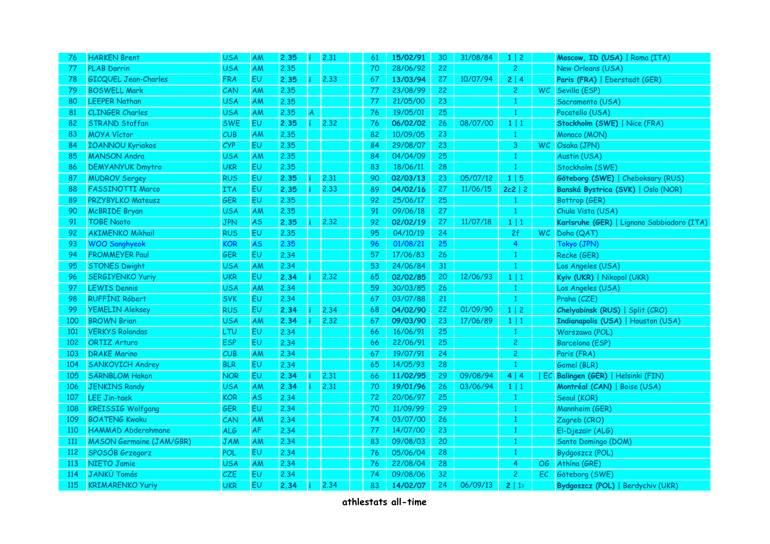| 76 | HARKEN Brent | USA | AM | **2.35** | i | 2.31 | 61 | **15/02/91** | 30 | 31/08/84 | 1 \| 2 | | **Moscow, ID (USA)** \| Roma (ITA) |
|---|---|---|---|---|---|---|---|---|---|---|---|---|---|
| 77 | PLAB Darrin | USA | AM | 2.35 | | | 70 | 28/06/92 | 22 | | 2 | | New Orleans (USA) |
| 78 | GICQUEL Jean-Charles | FRA | EU | **2.35** | i | 2.33 | 67 | **13/03/94** | 27 | 10/07/94 | 2 \| 4 | | **Paris (FRA)** \| Eberstadt (GER) |
| 79 | BOSWELL Mark | CAN | AM | 2.35 | | | 77 | 23/08/99 | 22 | | 2 | WC | Sevilla (ESP) |
| 80 | LEEPER Nathan | USA | AM | 2.35 | | | 77 | 21/05/00 | 23 | | 1 | | Sacramento (USA) |
| 81 | CLINGER Charles | USA | AM | 2.35 | A | | 76 | 19/05/01 | 25 | | 1 | | Pocatello (USA) |
| 82 | STRAND Staffan | SWE | EU | **2.35** | i | 2.32 | 76 | **06/02/02** | 26 | 08/07/00 | 1 \| 1 | | **Stockholm (SWE)** \| Nice (FRA) |
| 83 | MOYA Víctor | CUB | AM | 2.35 | | | 82 | 10/09/05 | 23 | | 1 | | Monaco (MON) |
| 84 | IOANNOU Kyriakos | CYP | EU | 2.35 | | | 84 | 29/08/07 | 23 | | 3 | WC | Osaka (JPN) |
| 85 | MANSON Andra | USA | AM | 2.35 | | | 84 | 04/04/09 | 25 | | 1 | | Austin (USA) |
| 86 | DEMYANYUK Dmytro | UKR | EU | 2.35 | | | 83 | 18/06/11 | 28 | | 1 | | Stockholm (SWE) |
| 87 | MUDROV Sergey | RUS | EU | **2.35** | i | 2.31 | 90 | **02/03/13** | 23 | 05/07/12 | 1 \| 5 | | **Göteborg (SWE)** \| Cheboksary (RUS) |
| 88 | FASSINOTTI Marco | ITA | EU | **2.35** | i | 2.33 | 89 | **04/02/16** | 27 | 11/06/15 | **2c2** \| 2 | | **Banská Bystrica (SVK)** \| Oslo (NOR) |
| 89 | PRZYBYLKO Mateusz | GER | EU | 2.35 | | | 92 | 25/06/17 | 25 | | 1 | | Bottrop (GER) |
| 90 | McBRIDE Bryan | USA | AM | 2.35 | | | 91 | 09/06/18 | 27 | | 1 | | Chula Vista (USA) |
| 91 | TOBE Naoto | JPN | AS | **2.35** | i | 2.32 | 92 | **02/02/19** | 27 | 11/07/18 | 1 \| 1 | | **Karlsruhe (GER)** \| Lignano Sabbiadoro (ITA) |
| 92 | AKIMENKO Mikhail | RUS | EU | 2.35 | | | 95 | 04/10/19 | 24 | | 2f | WC | Doha (QAT) |
| 93 | WOO Sanghyeok | KOR | AS | 2.35 | | | 96 | 01/08/21 | 25 | | 4 | | Tokyo (JPN) |
| 94 | FROMMEYER Paul | GER | EU | 2.34 | | | 57 | 17/06/83 | 26 | | 1 | | Recke (GER) |
| 95 | STONES Dwight | USA | AM | 2.34 | | | 53 | 24/06/84 | 31 | | 1 | | Los Angeles (USA) |
| 96 | SERGIYENKO Yuriy | UKR | EU | **2.34** | i | 2.32 | 65 | **02/02/85** | 20 | 12/06/93 | 1 \| 1 | | **Kyiv (UKR)** \| Nikopol (UKR) |
| 97 | LEWIS Dennis | USA | AM | 2.34 | | | 59 | 30/03/85 | 26 | | 1 | | Los Angeles (USA) |
| 98 | RUFFÍNI Róbert | SVK | EU | 2.34 | | | 67 | 03/07/88 | 21 | | 1 | | Praha (CZE) |
| 99 | YEMELIN Aleksey | RUS | EU | **2.34** | i | 2.34 | 68 | **04/02/90** | 22 | 01/09/90 | 1 \| 2 | | **Chelyabinsk (RUS)** \| Split (CRO) |
| 100 | BROWN Brian | USA | AM | **2.34** | i | 2.32 | 67 | **09/03/90** | 23 | 17/06/89 | 1 \| 1 | | **Indianapolis (USA)** \| Houston (USA) |
| 101 | VERKYS Rolandas | LTU | EU | 2.34 | | | 66 | 16/06/91 | 25 | | 1 | | Warszawa (POL) |
| 102 | ORTIZ Arturo | ESP | EU | 2.34 | | | 66 | 22/06/91 | 25 | | 2 | | Barcelona (ESP) |
| 103 | DRAKE Marino | CUB | AM | 2.34 | | | 67 | 19/07/91 | 24 | | 2 | | Paris (FRA) |
| 104 | SANKOVICH Andrey | BLR | EU | 2.34 | | | 65 | 14/05/93 | 28 | | 1 | | Gomel (BLR) |
| 105 | SÄRNBLOM Hakon | NOR | EU | **2.34** | i | 2.31 | 66 | **11/02/95** | 29 | 09/08/94 | 4 \| 4 | \| EC | **Balingen (GER)** \| Helsinki (FIN) |
| 106 | JENKINS Randy | USA | AM | **2.34** | i | 2.31 | 70 | **19/01/96** | 26 | 03/06/94 | 1 \| 1 | | **Montréal (CAN)** \| Boise (USA) |
| 107 | LEE Jin-taek | KOR | AS | 2.34 | | | 72 | 20/06/97 | 25 | | 1 | | Seoul (KOR) |
| 108 | KREISSIG Wolfgang | GER | EU | 2.34 | | | 70 | 11/09/99 | 29 | | 1 | | Mannheim (GER) |
| 109 | BOATENG Kwaku | CAN | AM | 2.34 | | | 74 | 03/07/00 | 26 | | 1 | | Zagreb (CRO) |
| 110 | HAMMAD Abderahmane | ALG | AF | 2.34 | | | 77 | 14/07/00 | 23 | | 1 | | El-Djezaïr (ALG) |
| 111 | MASON Germaine (JAM/GBR) | JAM | AM | 2.34 | | | 83 | 09/08/03 | 20 | | 1 | | Santo Domingo (DOM) |
| 112 | SPOSÓB Grzegorz | POL | EU | 2.34 | | | 76 | 05/06/04 | 28 | | 1 | | Bydgoszcz (POL) |
| 113 | NIETO Jamie | USA | AM | 2.34 | | | 76 | 22/08/04 | 28 | | 4 | OG | Athína (GRE) |
| 114 | JANKÚ Tomás | CZE | EU | 2.34 | | | 74 | 09/08/06 | 32 | | 2 | EC | Göteborg (SWE) |
| 115 | KRIMARENKO Yuriy | UKR | EU | **2.34** | i | 2.34 | 83 | **14/02/07** | 24 | 06/09/13 | **2** \| 1= | | **Bydgoszcz (POL)** \| Berdychiv (UKR) |

**athlestats all-time**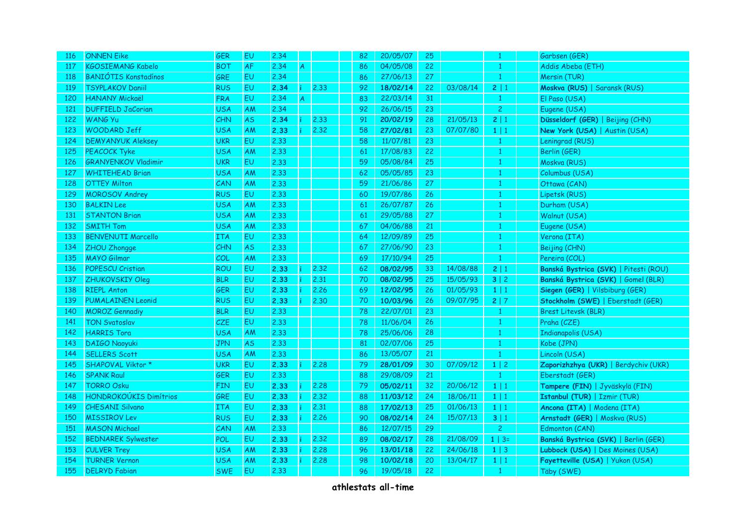| | | | | | | | | | | | | | |
|---|---|---|---|---|---|---|---|---|---|---|---|---|---|
| 116 | ONNEN Eike | GER | EU | 2,34 | | | 82 | 20/05/07 | 25 | | 1 | | Garbsen (GER) |
| 117 | KGOSIEMANG Kabelo | BOT | AF | 2,34 | A | | 86 | 04/05/08 | 22 | | 1 | | Addis Abeba (ETH) |
| 118 | BANIÓTIS Konstadínos | GRE | EU | 2,34 | | | 86 | 27/06/13 | 27 | | 1 | | Mersin (TUR) |
| 119 | TSYPLAKOV Daniil | RUS | EU | **2,34** | i | 2,33 | 92 | **18/02/14** | 22 | 03/08/14 | **2** \| 1 | | **Moskva (RUS)** \| Saransk (RUS) |
| 120 | HANANY Mickaël | FRA | EU | 2,34 | A | | 83 | 22/03/14 | 31 | | 1 | | El Paso (USA) |
| 121 | DUFFIELD JaCorian | USA | AM | 2,34 | | | 92 | 26/06/15 | 23 | | 2 | | Eugene (USA) |
| 122 | WANG Yu | CHN | AS | **2,34** | i | 2,33 | 91 | **20/02/19** | 28 | 21/05/13 | **2** \| 1 | | **Düsseldorf (GER)** \| Beijing (CHN) |
| 123 | WOODARD Jeff | USA | AM | **2,33** | i | 2,32 | 58 | **27/02/81** | 23 | 07/07/80 | **1** \| 1 | | **New York (USA)** \| Austin (USA) |
| 124 | DEMYANYUK Aleksey | UKR | EU | 2,33 | | | 58 | 11/07/81 | 23 | | 1 | | Leningrad (RUS) |
| 125 | PEACOCK Tyke | USA | AM | 2,33 | | | 61 | 17/08/83 | 22 | | 1 | | Berlin (GER) |
| 126 | GRANYENKOV Vladimir | UKR | EU | 2,33 | | | 59 | 05/08/84 | 25 | | 1 | | Moskva (RUS) |
| 127 | WHITEHEAD Brian | USA | AM | 2,33 | | | 62 | 05/05/85 | 23 | | 1 | | Columbus (USA) |
| 128 | OTTEY Milton | CAN | AM | 2,33 | | | 59 | 21/06/86 | 27 | | 1 | | Ottawa (CAN) |
| 129 | MOROSOV Andrey | RUS | EU | 2,33 | | | 60 | 19/07/86 | 26 | | 1 | | Lipetsk (RUS) |
| 130 | BALKIN Lee | USA | AM | 2,33 | | | 61 | 26/07/87 | 26 | | 1 | | Durham (USA) |
| 131 | STANTON Brian | USA | AM | 2,33 | | | 61 | 29/05/88 | 27 | | 1 | | Walnut (USA) |
| 132 | SMITH Tom | USA | AM | 2,33 | | | 67 | 04/06/88 | 21 | | 1 | | Eugene (USA) |
| 133 | BENVENUTI Marcello | ITA | EU | 2,33 | | | 64 | 12/09/89 | 25 | | 1 | | Verona (ITA) |
| 134 | ZHOU Zhongge | CHN | AS | 2,33 | | | 67 | 27/06/90 | 23 | | 1 | | Beijing (CHN) |
| 135 | MAYO Gilmar | COL | AM | 2,33 | | | 69 | 17/10/94 | 25 | | 1 | | Pereira (COL) |
| 136 | POPESCU Cristian | ROU | EU | **2,33** | i | 2,32 | 62 | **08/02/95** | 33 | 14/08/88 | **2** \| 1 | | **Banská Bystrica (SVK)** \| Pitesti (ROU) |
| 137 | ZHUKOVSKIY Oleg | BLR | EU | **2,33** | i | 2,31 | 70 | **08/02/95** | 25 | 15/05/93 | **3** \| 2 | | **Banská Bystrica (SVK)** \| Gomel (BLR) |
| 138 | RIEPL Anton | GER | EU | **2,33** | i | 2,26 | 69 | **12/02/95** | 26 | 01/05/93 | **1** \| 1 | | **Siegen (GER)** \| Vilsbiburg (GER) |
| 139 | PUMALAINEN Leonid | RUS | EU | **2,33** | i | 2,30 | 70 | **10/03/96** | 26 | 09/07/95 | **2** \| 7 | | **Stockholm (SWE)** \| Eberstadt (GER) |
| 140 | MOROZ Gennadiy | BLR | EU | 2,33 | | | 78 | 22/07/01 | 23 | | 1 | | Brest Litevsk (BLR) |
| 141 | TON Svatoslav | CZE | EU | 2,33 | | | 78 | 11/06/04 | 26 | | 1 | | Praha (CZE) |
| 142 | HARRIS Tora | USA | AM | 2,33 | | | 78 | 25/06/06 | 28 | | 1 | | Indianapolis (USA) |
| 143 | DAIGO Naoyuki | JPN | AS | 2,33 | | | 81 | 02/07/06 | 25 | | 1 | | Kobe (JPN) |
| 144 | SELLERS Scott | USA | AM | 2,33 | | | 86 | 13/05/07 | 21 | | 1 | | Lincoln (USA) |
| 145 | SHAPOVAL Viktor * | UKR | EU | **2,33** | i | 2,28 | 79 | **28/01/09** | 30 | 07/09/12 | **1** \| 2 | | **Zaporizhzhya (UKR)** \| Berdychiv (UKR) |
| 146 | SPANK Raul | GER | EU | 2,33 | | | 88 | 29/08/09 | 21 | | 1 | | Eberstadt (GER) |
| 147 | TORRO Osku | FIN | EU | **2,33** | i | 2,28 | 79 | **05/02/11** | 32 | 20/06/12 | **1** \| 1 | | **Tampere (FIN)** \| Jyväskylä (FIN) |
| 148 | HONDROKOÚKIS Dimítrios | GRE | EU | **2,33** | i | 2,32 | 88 | **11/03/12** | 24 | 18/06/11 | **1** \| 1 | | **Istanbul (TUR)** \| Izmir (TUR) |
| 149 | CHESANI Silvano | ITA | EU | **2,33** | i | 2,31 | 88 | **17/02/13** | 25 | 01/06/13 | **1** \| 1 | | **Ancona (ITA)** \| Modena (ITA) |
| 150 | MISSIROV Lev | RUS | EU | **2,33** | i | 2,26 | 90 | **08/02/14** | 24 | 15/07/13 | **3** \| 1 | | **Arnstadt (GER)** \| Moskva (RUS) |
| 151 | MASON Michael | CAN | AM | 2,33 | | | 86 | 12/07/15 | 29 | | 2 | | Edmonton (CAN) |
| 152 | BEDNAREK Sylwester | POL | EU | **2,33** | i | 2,32 | 89 | **08/02/17** | 28 | 21/08/09 | **1** \| 3= | | **Banská Bystrica (SVK)** \| Berlin (GER) |
| 153 | CULVER Trey | USA | AM | **2,33** | i | 2,28 | 96 | **13/01/18** | 22 | 24/06/18 | **1** \| 3 | | **Lubbock (USA)** \| Des Moines (USA) |
| 154 | TURNER Vernon | USA | AM | **2,33** | i | 2,28 | 98 | **10/02/18** | 20 | 13/04/17 | **1** \| 1 | | **Fayetteville (USA)** \| Yukon (USA) |
| 155 | DELRYD Fabian | SWE | EU | 2,33 | | | 96 | 19/05/18 | 22 | | 1 | | Täby (SWE) |

**athlestats all-time**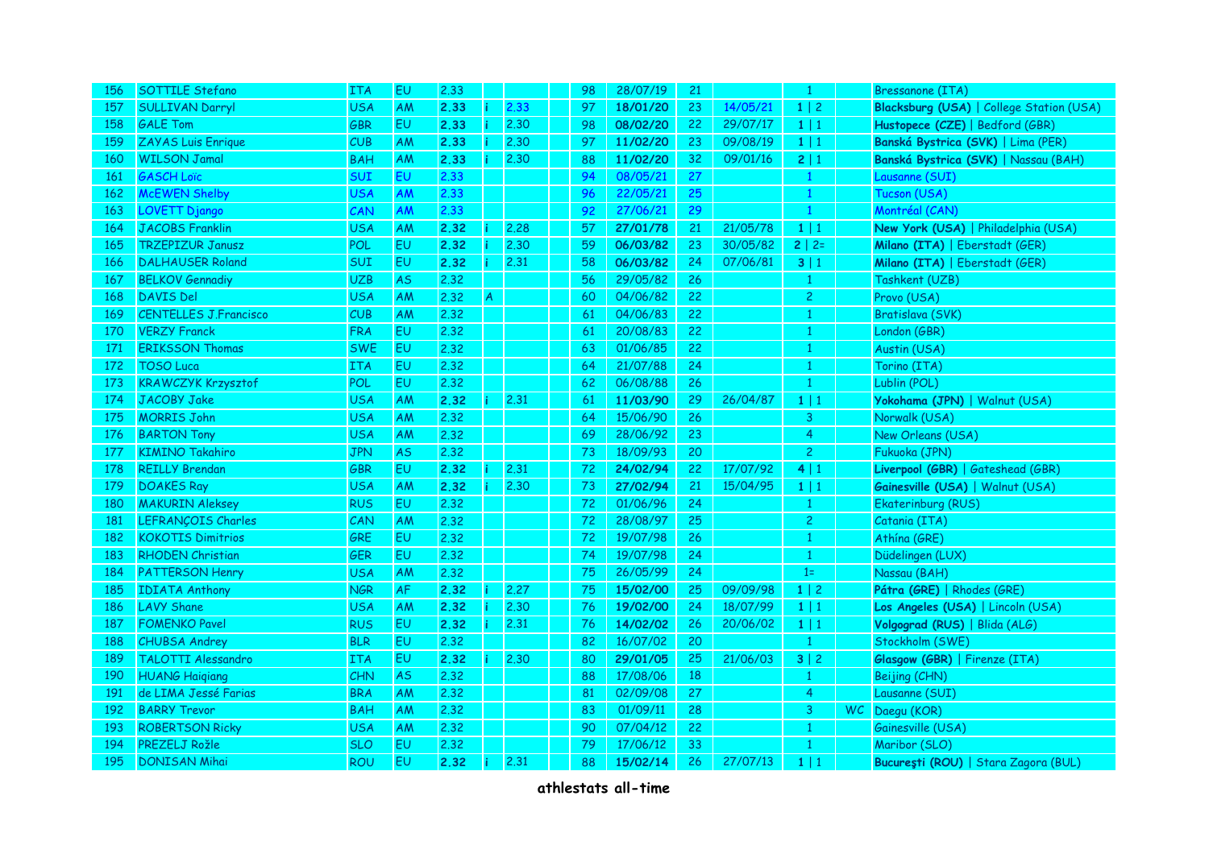| 156 | SOTTILE Stefano | ITA | EU | 2.33 | | | 98 | 28/07/19 | 21 | | 1 | | Bressanone (ITA) |
|---|---|---|---|---|---|---|---|---|---|---|---|---|---|
| 157 | SULLIVAN Darryl | USA | AM | **2.33** | i | 2.33 | 97 | **18/01/20** | 23 | 14/05/21 | **1** \| 2 | | **Blacksburg (USA)** \| College Station (USA) |
| 158 | GALE Tom | GBR | EU | **2.33** | i | 2.30 | 98 | **08/02/20** | 22 | 29/07/17 | **1** \| 1 | | **Hustopece (CZE)** \| Bedford (GBR) |
| 159 | ZAYAS Luis Enrique | CUB | AM | **2.33** | i | 2.30 | 97 | **11/02/20** | 23 | 09/08/19 | **1** \| 1 | | **Banská Bystrica (SVK)** \| Lima (PER) |
| 160 | WILSON Jamal | BAH | AM | **2.33** | i | 2.30 | 88 | **11/02/20** | 32 | 09/01/16 | **2** \| 1 | | **Banská Bystrica (SVK)** \| Nassau (BAH) |
| 161 | GASCH Loïc | SUI | EU | 2.33 | | | 94 | 08/05/21 | 27 | | 1 | | Lausanne (SUI) |
| 162 | McEWEN Shelby | USA | AM | 2.33 | | | 96 | 22/05/21 | 25 | | 1 | | Tucson (USA) |
| 163 | LOVETT Django | CAN | AM | 2.33 | | | 92 | 27/06/21 | 29 | | 1 | | Montréal (CAN) |
| 164 | JACOBS Franklin | USA | AM | **2.32** | i | 2.28 | 57 | **27/01/78** | 21 | 21/05/78 | **1** \| 1 | | **New York (USA)** \| Philadelphia (USA) |
| 165 | TRZEPIZUR Janusz | POL | EU | **2.32** | i | 2.30 | 59 | **06/03/82** | 23 | 30/05/82 | **2** \| 2= | | **Milano (ITA)** \| Eberstadt (GER) |
| 166 | DALHAUSER Roland | SUI | EU | **2.32** | i | 2.31 | 58 | **06/03/82** | 24 | 07/06/81 | **3** \| 1 | | **Milano (ITA)** \| Eberstadt (GER) |
| 167 | BELKOV Gennadiy | UZB | AS | 2.32 | | | 56 | 29/05/82 | 26 | | 1 | | Tashkent (UZB) |
| 168 | DAVIS Del | USA | AM | 2.32 | A | | 60 | 04/06/82 | 22 | | 2 | | Provo (USA) |
| 169 | CENTELLES J.Francisco | CUB | AM | 2.32 | | | 61 | 04/06/83 | 22 | | 1 | | Bratislava (SVK) |
| 170 | VERZY Franck | FRA | EU | 2.32 | | | 61 | 20/08/83 | 22 | | 1 | | London (GBR) |
| 171 | ERIKSSON Thomas | SWE | EU | 2.32 | | | 63 | 01/06/85 | 22 | | 1 | | Austin (USA) |
| 172 | TOSO Luca | ITA | EU | 2.32 | | | 64 | 21/07/88 | 24 | | 1 | | Torino (ITA) |
| 173 | KRAWCZYK Krzysztof | POL | EU | 2.32 | | | 62 | 06/08/88 | 26 | | 1 | | Lublin (POL) |
| 174 | JACOBY Jake | USA | AM | **2.32** | i | 2.31 | 61 | **11/03/90** | 29 | 26/04/87 | **1** \| 1 | | **Yokohama (JPN)** \| Walnut (USA) |
| 175 | MORRIS John | USA | AM | 2.32 | | | 64 | 15/06/90 | 26 | | 3 | | Norwalk (USA) |
| 176 | BARTON Tony | USA | AM | 2.32 | | | 69 | 28/06/92 | 23 | | 4 | | New Orleans (USA) |
| 177 | KIMINO Takahiro | JPN | AS | 2.32 | | | 73 | 18/09/93 | 20 | | 2 | | Fukuoka (JPN) |
| 178 | REILLY Brendan | GBR | EU | **2.32** | i | 2.31 | 72 | **24/02/94** | 22 | 17/07/92 | **4** \| 1 | | **Liverpool (GBR)** \| Gateshead (GBR) |
| 179 | DOAKES Ray | USA | AM | **2.32** | i | 2.30 | 73 | **27/02/94** | 21 | 15/04/95 | **1** \| 1 | | **Gainesville (USA)** \| Walnut (USA) |
| 180 | MAKURIN Aleksey | RUS | EU | 2.32 | | | 72 | 01/06/96 | 24 | | 1 | | Ekaterinburg (RUS) |
| 181 | LEFRANÇOIS Charles | CAN | AM | 2.32 | | | 72 | 28/08/97 | 25 | | 2 | | Catania (ITA) |
| 182 | KOKOTIS Dimitrios | GRE | EU | 2.32 | | | 72 | 19/07/98 | 26 | | 1 | | Athína (GRE) |
| 183 | RHODEN Christian | GER | EU | 2.32 | | | 74 | 19/07/98 | 24 | | 1 | | Düdelingen (LUX) |
| 184 | PATTERSON Henry | USA | AM | 2.32 | | | 75 | 26/05/99 | 24 | | 1= | | Nassau (BAH) |
| 185 | IDIATA Anthony | NGR | AF | **2.32** | i | 2.27 | 75 | **15/02/00** | 25 | 09/09/98 | **1** \| 2 | | **Pátra (GRE)** \| Rhodes (GRE) |
| 186 | LAVY Shane | USA | AM | **2.32** | i | 2.30 | 76 | **19/02/00** | 24 | 18/07/99 | **1** \| 1 | | **Los Angeles (USA)** \| Lincoln (USA) |
| 187 | FOMENKO Pavel | RUS | EU | **2.32** | i | 2.31 | 76 | **14/02/02** | 26 | 20/06/02 | **1** \| 1 | | **Volgograd (RUS)** \| Blida (ALG) |
| 188 | CHUBSA Andrey | BLR | EU | 2.32 | | | 82 | 16/07/02 | 20 | | 1 | | Stockholm (SWE) |
| 189 | TALOTTI Alessandro | ITA | EU | **2.32** | i | 2.30 | 80 | **29/01/05** | 25 | 21/06/03 | **3** \| 2 | | **Glasgow (GBR)** \| Firenze (ITA) |
| 190 | HUANG Haiqiang | CHN | AS | 2.32 | | | 88 | 17/08/06 | 18 | | 1 | | Beijing (CHN) |
| 191 | de LIMA Jessé Farias | BRA | AM | 2.32 | | | 81 | 02/09/08 | 27 | | 4 | | Lausanne (SUI) |
| 192 | BARRY Trevor | BAH | AM | 2.32 | | | 83 | 01/09/11 | 28 | | 3 | WC | Daegu (KOR) |
| 193 | ROBERTSON Ricky | USA | AM | 2.32 | | | 90 | 07/04/12 | 22 | | 1 | | Gainesville (USA) |
| 194 | PREZELJ Rožle | SLO | EU | 2.32 | | | 79 | 17/06/12 | 33 | | 1 | | Maribor (SLO) |
| 195 | DONISAN Mihai | ROU | EU | **2.32** | i | 2.31 | 88 | **15/02/14** | 26 | 27/07/13 | **1** \| 1 | | **Bucureşti (ROU)** \| Stara Zagora (BUL) |

**athlestats all-time**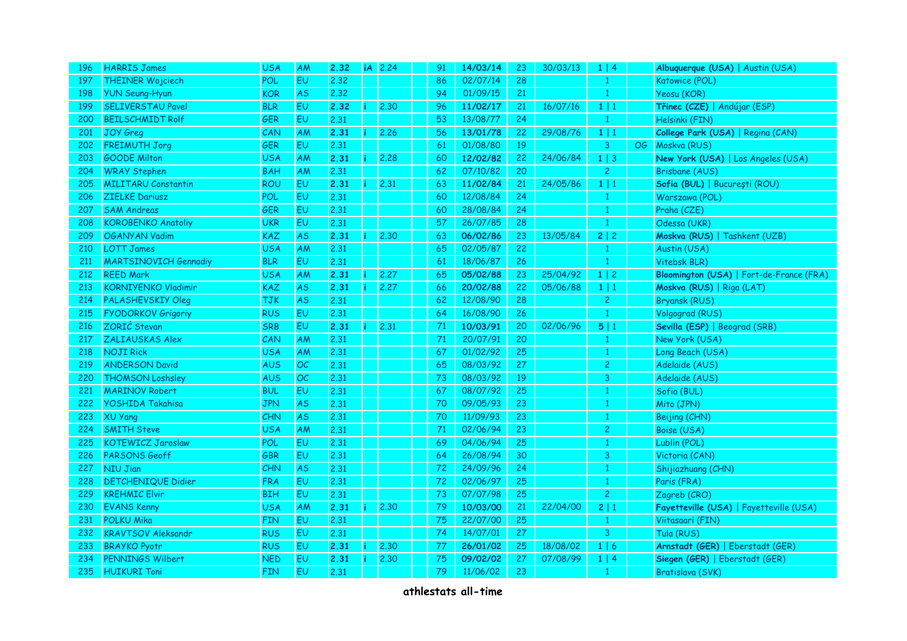| 196 | HARRIS James | USA | AM | **2.32** | iA | 2.24 | | 91 | **14/03/14** | 23 | 30/03/13 | 1 \| 4 | | **Albuquerque (USA)** \| Austin (USA) |
|---|---|---|---|---|---|---|---|---|---|---|---|---|---|---|
| 197 | THEINER Wojciech | POL | EU | 2.32 | | | | 86 | 02/07/14 | 28 | | 1 | | Katowice (POL) |
| 198 | YUN Seung-Hyun | KOR | AS | 2.32 | | | | 94 | 01/09/15 | 21 | | 1 | | Yeosu (KOR) |
| 199 | SELIVERSTAU Pavel | BLR | EU | **2.32** | i | 2.30 | | 96 | **11/02/17** | 21 | 16/07/16 | 1 \| 1 | | **Třinec (CZE)** \| Andújar (ESP) |
| 200 | BEILSCHMIDT Rolf | GER | EU | 2.31 | | | | 53 | 13/08/77 | 24 | | 1 | | Helsinki (FIN) |
| 201 | JOY Greg | CAN | AM | **2.31** | i | 2.26 | | 56 | **13/01/78** | 22 | 29/08/76 | 1 \| 1 | | **College Park (USA)** \| Regina (CAN) |
| 202 | FREIMUTH Jorg | GER | EU | 2.31 | | | | 61 | 01/08/80 | 19 | | 3 | OG | Moskva (RUS) |
| 203 | GOODE Milton | USA | AM | **2.31** | i | 2.28 | | 60 | **12/02/82** | 22 | 24/06/84 | 1 \| 3 | | **New York (USA)** \| Los Angeles (USA) |
| 204 | WRAY Stephen | BAH | AM | 2.31 | | | | 62 | 07/10/82 | 20 | | 2 | | Brisbane (AUS) |
| 205 | MILITARU Constantin | ROU | EU | **2.31** | i | 2.31 | | 63 | **11/02/84** | 21 | 24/05/86 | 1 \| 1 | | **Sofia (BUL)** \| Bucureşti (ROU) |
| 206 | ZIELKE Dariusz | POL | EU | 2.31 | | | | 60 | 12/08/84 | 24 | | 1 | | Warszawa (POL) |
| 207 | SAM Andreas | GER | EU | 2.31 | | | | 60 | 28/08/84 | 24 | | 1 | | Praha (CZE) |
| 208 | KOROBENKO Anatoliy | UKR | EU | 2.31 | | | | 57 | 26/07/85 | 28 | | 1 | | Odessa (UKR) |
| 209 | OGANYAN Vadim | KAZ | AS | **2.31** | i | 2.30 | | 63 | **06/02/86** | 23 | 13/05/84 | 2 \| 2 | | **Moskva (RUS)** \| Tashkent (UZB) |
| 210 | LOTT James | USA | AM | 2.31 | | | | 65 | 02/05/87 | 22 | | 1 | | Austin (USA) |
| 211 | MARTSINOVICH Gennadiy | BLR | EU | 2.31 | | | | 61 | 18/06/87 | 26 | | 1 | | Vitebsk BLR) |
| 212 | REED Mark | USA | AM | **2.31** | i | 2.27 | | 65 | **05/02/88** | 23 | 25/04/92 | 1 \| 2 | | **Bloomington (USA)** \| Fort-de-France (FRA) |
| 213 | KORNIYENKO Vladimir | KAZ | AS | **2.31** | i | 2.27 | | 66 | **20/02/88** | 22 | 05/06/88 | 1 \| 1 | | **Moskva (RUS)** \| Riga (LAT) |
| 214 | PALASHEVSKIY Oleg | TJK | AS | 2.31 | | | | 62 | 12/08/90 | 28 | | 2 | | Bryansk (RUS) |
| 215 | FYODORKOV Grigoriy | RUS | EU | 2.31 | | | | 64 | 16/08/90 | 26 | | 1 | | Volgograd (RUS) |
| 216 | ZORIĆ Stevan | SRB | EU | **2.31** | i | 2.31 | | 71 | **10/03/91** | 20 | 02/06/96 | 5 \| 1 | | **Sevilla (ESP)** \| Beograd (SRB) |
| 217 | ZALIAUSKAS Alex | CAN | AM | 2.31 | | | | 71 | 20/07/91 | 20 | | 1 | | New York (USA) |
| 218 | NOJI Rick | USA | AM | 2.31 | | | | 67 | 01/02/92 | 25 | | 1 | | Long Beach (USA) |
| 219 | ANDERSON David | AUS | OC | 2.31 | | | | 65 | 08/03/92 | 27 | | 2 | | Adelaide (AUS) |
| 220 | THOMSON Loshsley | AUS | OC | 2.31 | | | | 73 | 08/03/92 | 19 | | 3 | | Adelaide (AUS) |
| 221 | MARINOV Robert | BUL | EU | 2.31 | | | | 67 | 08/07/92 | 25 | | 1 | | Sofia (BUL) |
| 222 | YOSHIDA Takahisa | JPN | AS | 2.31 | | | | 70 | 09/05/93 | 23 | | 1 | | Mito (JPN) |
| 223 | XU Yang | CHN | AS | 2.31 | | | | 70 | 11/09/93 | 23 | | 1 | | Beijing (CHN) |
| 224 | SMITH Steve | USA | AM | 2.31 | | | | 71 | 02/06/94 | 23 | | 2 | | Boise (USA) |
| 225 | KOTEWICZ Jaroslaw | POL | EU | 2.31 | | | | 69 | 04/06/94 | 25 | | 1 | | Lublin (POL) |
| 226 | PARSONS Geoff | GBR | EU | 2.31 | | | | 64 | 26/08/94 | 30 | | 3 | | Victoria (CAN) |
| 227 | NIU Jian | CHN | AS | 2.31 | | | | 72 | 24/09/96 | 24 | | 1 | | Shijiazhuang (CHN) |
| 228 | DETCHENIQUE Didier | FRA | EU | 2.31 | | | | 72 | 02/06/97 | 25 | | 1 | | Paris (FRA) |
| 229 | KREHMIC Elvir | BIH | EU | 2.31 | | | | 73 | 07/07/98 | 25 | | 2 | | Zagreb (CRO) |
| 230 | EVANS Kenny | USA | AM | **2.31** | i | 2.30 | | 79 | **10/03/00** | 21 | 22/04/00 | 2 \| 1 | | **Fayetteville (USA)** \| Fayetteville (USA) |
| 231 | POLKU Mika | FIN | EU | 2.31 | | | | 75 | 22/07/00 | 25 | | 1 | | Viitasaari (FIN) |
| 232 | KRAVTSOV Aleksandr | RUS | EU | 2.31 | | | | 74 | 14/07/01 | 27 | | 3 | | Tula (RUS) |
| 233 | BRAYKO Pyotr | RUS | EU | **2.31** | i | 2.30 | | 77 | **26/01/02** | 25 | 18/08/02 | 1 \| 6 | | **Arnstadt (GER)** \| Eberstadt (GER) |
| 234 | PENNINGS Wilbert | NED | EU | **2.31** | i | 2.30 | | 75 | **09/02/02** | 27 | 07/08/99 | 1 \| 4 | | **Siegen (GER)** \| Eberstadt (GER) |
| 235 | HUIKURI Toni | FIN | EU | 2.31 | | | | 79 | 11/06/02 | 23 | | 1 | | Bratislava (SVK) |

**athlestats all-time**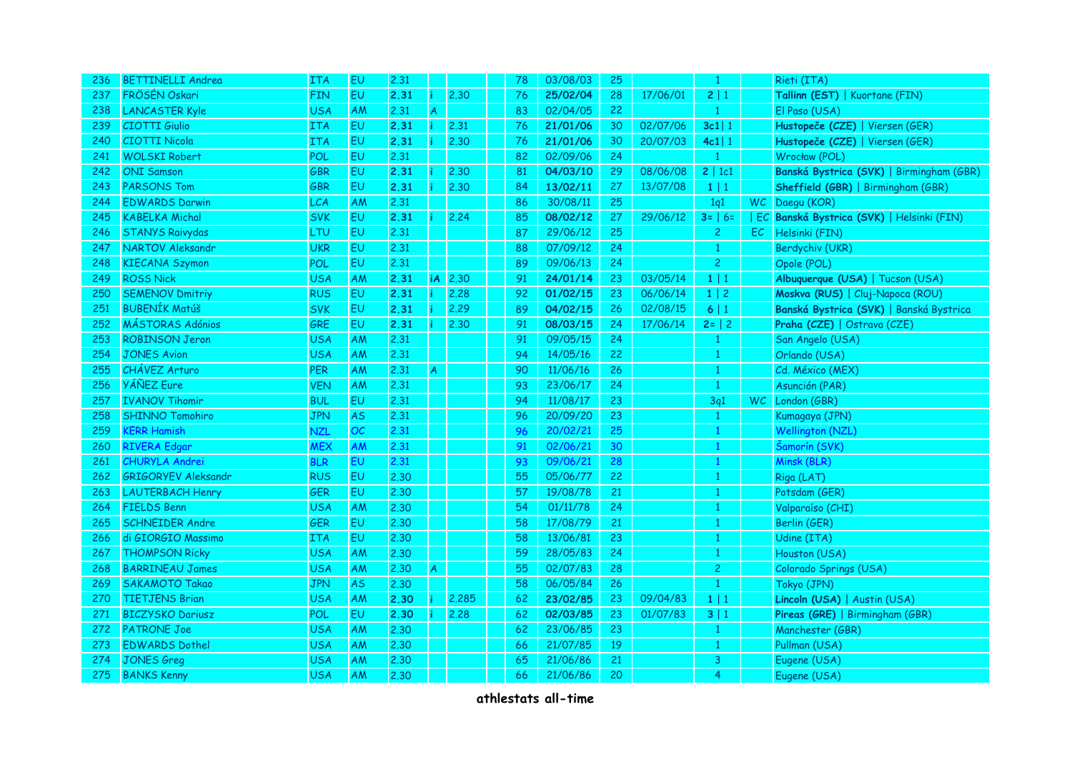| | | | | | | | | | | | | | | |
|---|---|---|---|---|---|---|---|---|---|---|---|---|---|---|
| 236 | BETTINELLI Andrea | ITA | EU | 2.31 | | | | 78 | 03/08/03 | 25 | | 1 | | Rieti (ITA) |
| 237 | FROSÉN Oskari | FIN | EU | **2.31** | i | 2.30 | | 76 | **25/02/04** | 28 | 17/06/01 | **2** \| 1 | | **Tallinn (EST)** \| Kuortane (FIN) |
| 238 | LANCASTER Kyle | USA | AM | 2.31 | A | | | 83 | 02/04/05 | 22 | | 1 | | El Paso (USA) |
| 239 | CIOTTI Giulio | ITA | EU | **2.31** | i | 2.31 | | 76 | **21/01/06** | 30 | 02/07/06 | **3c1** \| 1 | | **Hustopeče (CZE)** \| Viersen (GER) |
| 240 | CIOTTI Nicola | ITA | EU | **2.31** | i | 2.30 | | 76 | **21/01/06** | 30 | 20/07/03 | **4c1** \| 1 | | **Hustopeče (CZE)** \| Viersen (GER) |
| 241 | WOLSKI Robert | POL | EU | 2.31 | | | | 82 | 02/09/06 | 24 | | 1 | | Wrocław (POL) |
| 242 | ONI Samson | GBR | EU | **2.31** | i | 2.30 | | 81 | **04/03/10** | 29 | 08/06/08 | **2** \| 1c1 | | **Banská Bystrica (SVK)** \| Birmingham (GBR) |
| 243 | PARSONS Tom | GBR | EU | **2.31** | i | 2.30 | | 84 | **13/02/11** | 27 | 13/07/08 | **1** \| 1 | | **Sheffield (GBR)** \| Birmingham (GBR) |
| 244 | EDWARDS Darwin | LCA | AM | 2.31 | | | | 86 | 30/08/11 | 25 | | 1q1 | WC | Daegu (KOR) |
| 245 | KABELKA Michal | SVK | EU | **2.31** | i | 2.24 | | 85 | **08/02/12** | 27 | 29/06/12 | **3=** \| 6= | \| EC | **Banská Bystrica (SVK)** \| Helsinki (FIN) |
| 246 | STANYS Raivydas | LTU | EU | 2.31 | | | | 87 | 29/06/12 | 25 | | 2 | EC | Helsinki (FIN) |
| 247 | NARTOV Aleksandr | UKR | EU | 2.31 | | | | 88 | 07/09/12 | 24 | | 1 | | Berdychiv (UKR) |
| 248 | KIECANA Szymon | POL | EU | 2.31 | | | | 89 | 09/06/13 | 24 | | 2 | | Opole (POL) |
| 249 | ROSS Nick | USA | AM | **2.31** | iA | 2.30 | | 91 | **24/01/14** | 23 | 03/05/14 | **1** \| 1 | | **Albuquerque (USA)** \| Tucson (USA) |
| 250 | SEMENOV Dmitriy | RUS | EU | **2.31** | i | 2.28 | | 92 | **01/02/15** | 23 | 06/06/14 | **1** \| 2 | | **Moskva (RUS)** \| Cluj-Napoca (ROU) |
| 251 | BUBENÍK Matúš | SVK | EU | **2.31** | i | 2.29 | | 89 | **04/02/15** | 26 | 02/08/15 | **6** \| 1 | | **Banská Bystrica (SVK)** \| Banská Bystrica |
| 252 | MÁSTORAS Adónios | GRE | EU | **2.31** | i | 2.30 | | 91 | **08/03/15** | 24 | 17/06/14 | **2=** \| 2 | | **Praha (CZE)** \| Ostrava (CZE) |
| 253 | ROBINSON Jeron | USA | AM | 2.31 | | | | 91 | 09/05/15 | 24 | | 1 | | San Angelo (USA) |
| 254 | JONES Avion | USA | AM | 2.31 | | | | 94 | 14/05/16 | 22 | | 1 | | Orlando (USA) |
| 255 | CHÁVEZ Arturo | PER | AM | 2.31 | A | | | 90 | 11/06/16 | 26 | | 1 | | Cd. México (MEX) |
| 256 | YÁÑEZ Eure | VEN | AM | 2.31 | | | | 93 | 23/06/17 | 24 | | 1 | | Asunción (PAR) |
| 257 | IVANOV Tihomir | BUL | EU | 2.31 | | | | 94 | 11/08/17 | 23 | | 3q1 | WC | London (GBR) |
| 258 | SHINNO Tomohiro | JPN | AS | 2.31 | | | | 96 | 20/09/20 | 23 | | 1 | | Kumagaya (JPN) |
| 259 | KERR Hamish | NZL | OC | 2.31 | | | | 96 | 20/02/21 | 25 | | 1 | | Wellington (NZL) |
| 260 | RIVERA Edgar | MEX | AM | 2.31 | | | | 91 | 02/06/21 | 30 | | 1 | | Šamorín (SVK) |
| 261 | CHURYLA Andrei | BLR | EU | 2.31 | | | | 93 | 09/06/21 | 28 | | 1 | | Minsk (BLR) |
| 262 | GRIGORYEV Aleksandr | RUS | EU | 2.30 | | | | 55 | 05/06/77 | 22 | | 1 | | Riga (LAT) |
| 263 | LAUTERBACH Henry | GER | EU | 2.30 | | | | 57 | 19/08/78 | 21 | | 1 | | Potsdam (GER) |
| 264 | FIELDS Benn | USA | AM | 2.30 | | | | 54 | 01/11/78 | 24 | | 1 | | Valparaíso (CHI) |
| 265 | SCHNEIDER Andre | GER | EU | 2.30 | | | | 58 | 17/08/79 | 21 | | 1 | | Berlin (GER) |
| 266 | di GIORGIO Massimo | ITA | EU | 2.30 | | | | 58 | 13/06/81 | 23 | | 1 | | Udine (ITA) |
| 267 | THOMPSON Ricky | USA | AM | 2.30 | | | | 59 | 28/05/83 | 24 | | 1 | | Houston (USA) |
| 268 | BARRINEAU James | USA | AM | 2.30 | A | | | 55 | 02/07/83 | 28 | | 2 | | Colorado Springs (USA) |
| 269 | SAKAMOTO Takao | JPN | AS | 2.30 | | | | 58 | 06/05/84 | 26 | | 1 | | Tokyo (JPN) |
| 270 | TIETJENS Brian | USA | AM | **2.30** | i | 2.285 | | 62 | **23/02/85** | 23 | 09/04/83 | **1** \| 1 | | **Lincoln (USA)** \| Austin (USA) |
| 271 | BICZYSKO Dariusz | POL | EU | **2.30** | i | 2.28 | | 62 | **02/03/85** | 23 | 01/07/83 | **3** \| 1 | | **Pireas (GRE)** \| Birmingham (GBR) |
| 272 | PATRONE Joe | USA | AM | 2.30 | | | | 62 | 23/06/85 | 23 | | 1 | | Manchester (GBR) |
| 273 | EDWARDS Dothel | USA | AM | 2.30 | | | | 66 | 21/07/85 | 19 | | 1 | | Pullman (USA) |
| 274 | JONES Greg | USA | AM | 2.30 | | | | 65 | 21/06/86 | 21 | | 3 | | Eugene (USA) |
| 275 | BANKS Kenny | USA | AM | 2.30 | | | | 66 | 21/06/86 | 20 | | 4 | | Eugene (USA) |

**athlestats all-time**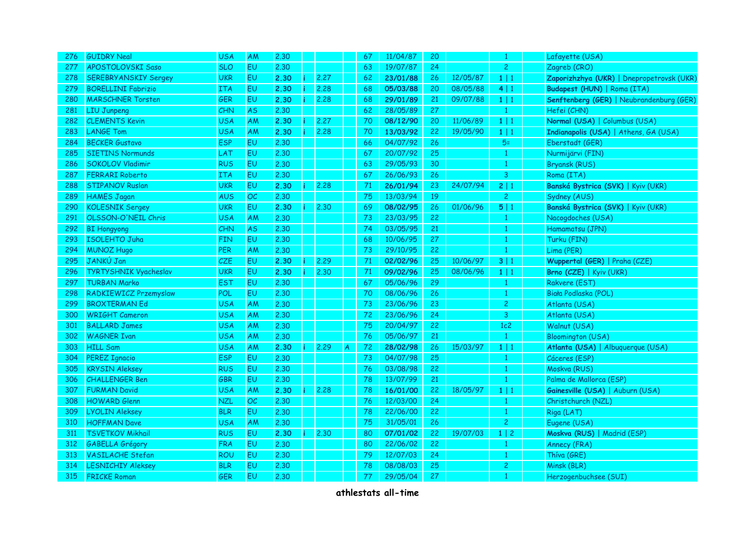| 276 | GUIDRY Neal | USA | AM | 2.30 | | | | 67 | 11/04/87 | 20 | | 1 | | Lafayette (USA) |
|---|---|---|---|---|---|---|---|---|---|---|---|---|---|---|
| 277 | APOSTOLOVSKI Saso | SLO | EU | 2.30 | | | | 63 | 19/07/87 | 24 | | 2 | | Zagreb (CRO) |
| 278 | SEREBRYANSKIY Sergey | UKR | EU | **2.30** | i | 2.27 | | 62 | **23/01/88** | 26 | 12/05/87 | **1** \| 1 | | **Zaporizhzhya (UKR)** \| Dnepropetrovsk (UKR) |
| 279 | BORELLINI Fabrizio | ITA | EU | **2.30** | i | 2.28 | | 68 | **05/03/88** | 20 | 08/05/88 | **4** \| 1 | | **Budapest (HUN)** \| Roma (ITA) |
| 280 | MARSCHNER Torsten | GER | EU | **2.30** | i | 2.28 | | 68 | **29/01/89** | 21 | 09/07/88 | **1** \| 1 | | **Senftenberg (GER)** \| Neubrandenburg (GER) |
| 281 | LIU Junpeng | CHN | AS | 2.30 | | | | 62 | 28/05/89 | 27 | | 1 | | Hefei (CHN) |
| 282 | CLEMENTS Kevin | USA | AM | **2.30** | i | 2.27 | | 70 | **08/12/90** | 20 | 11/06/89 | **1** \| 1 | | **Normal (USA)** \| Columbus (USA) |
| 283 | LANGE Tom | USA | AM | **2.30** | i | 2.28 | | 70 | **13/03/92** | 22 | 19/05/90 | **1** \| 1 | | **Indianapolis (USA)** \| Athens, GA (USA) |
| 284 | BECKER Gustavo | ESP | EU | 2.30 | | | | 66 | 04/07/92 | 26 | | 5= | | Eberstadt (GER) |
| 285 | SIETINS Normunds | LAT | EU | 2.30 | | | | 67 | 20/07/92 | 25 | | 1 | | Nurmijärvi (FIN) |
| 286 | SOKOLOV Vladimir | RUS | EU | 2.30 | | | | 63 | 29/05/93 | 30 | | 1 | | Bryansk (RUS) |
| 287 | FERRARI Roberto | ITA | EU | 2.30 | | | | 67 | 26/06/93 | 26 | | 3 | | Roma (ITA) |
| 288 | STIPANOV Ruslan | UKR | EU | **2.30** | i | 2.28 | | 71 | **26/01/94** | 23 | 24/07/94 | **2** \| 1 | | **Banská Bystrica (SVK)** \| Kyiv (UKR) |
| 289 | HAMES Jagan | AUS | OC | 2.30 | | | | 75 | 13/03/94 | 19 | | 2 | | Sydney (AUS) |
| 290 | KOLESNIK Sergey | UKR | EU | **2.30** | i | 2.30 | | 69 | **08/02/95** | 26 | 01/06/96 | **5** \| 1 | | **Banská Bystrica (SVK)** \| Kyiv (UKR) |
| 291 | OLSSON-O'NEIL Chris | USA | AM | 2.30 | | | | 73 | 23/03/95 | 22 | | 1 | | Nacogdoches (USA) |
| 292 | BI Hongyong | CHN | AS | 2.30 | | | | 74 | 03/05/95 | 21 | | 1 | | Hamamatsu (JPN) |
| 293 | ISOLEHTO Juha | FIN | EU | 2.30 | | | | 68 | 10/06/95 | 27 | | 1 | | Turku (FIN) |
| 294 | MUNOZ Hugo | PER | AM | 2.30 | | | | 73 | 29/10/95 | 22 | | 1 | | Lima (PER) |
| 295 | JANKÚ Jan | CZE | EU | **2.30** | i | 2.29 | | 71 | **02/02/96** | 25 | 10/06/97 | **3** \| 1 | | **Wuppertal (GER)** \| Praha (CZE) |
| 296 | TYRTYSHNIK Vyacheslav | UKR | EU | **2.30** | i | 2.30 | | 71 | **09/02/96** | 25 | 08/06/96 | **1** \| 1 | | **Brno (CZE)** \| Kyiv (UKR) |
| 297 | TURBAN Marko | EST | EU | 2.30 | | | | 67 | 05/06/96 | 29 | | 1 | | Rakvere (EST) |
| 298 | RADKIEWICZ Przemyslaw | POL | EU | 2.30 | | | | 70 | 08/06/96 | 26 | | 1 | | Biała Podlaska (POL) |
| 299 | BROXTERMAN Ed | USA | AM | 2.30 | | | | 73 | 23/06/96 | 23 | | 2 | | Atlanta (USA) |
| 300 | WRIGHT Cameron | USA | AM | 2.30 | | | | 72 | 23/06/96 | 24 | | 3 | | Atlanta (USA) |
| 301 | BALLARD James | USA | AM | 2.30 | | | | 75 | 20/04/97 | 22 | | 1c2 | | Walnut (USA) |
| 302 | WAGNER Ivan | USA | AM | 2.30 | | | | 76 | 05/06/97 | 21 | | 1 | | Bloomington (USA) |
| 303 | HILL Sam | USA | AM | **2.30** | i | 2.29 | A | 72 | **28/02/98** | 26 | 15/03/97 | **1** \| 1 | | **Atlanta (USA)** \| Albuquerque (USA) |
| 304 | PEREZ Ignacio | ESP | EU | 2.30 | | | | 73 | 04/07/98 | 25 | | 1 | | Cáceres (ESP) |
| 305 | KRYSIN Aleksey | RUS | EU | 2.30 | | | | 76 | 03/08/98 | 22 | | 1 | | Moskva (RUS) |
| 306 | CHALLENGER Ben | GBR | EU | 2.30 | | | | 78 | 13/07/99 | 21 | | 1 | | Palma de Mallorca (ESP) |
| 307 | FURMAN David | USA | AM | **2.30** | i | 2.28 | | 78 | **16/01/00** | 22 | 18/05/97 | **1** \| 1 | | **Gainesville (USA)** \| Auburn (USA) |
| 308 | HOWARD Glenn | NZL | OC | 2.30 | | | | 76 | 12/03/00 | 24 | | 1 | | Christchurch (NZL) |
| 309 | LYOLIN Aleksey | BLR | EU | 2.30 | | | | 78 | 22/06/00 | 22 | | 1 | | Riga (LAT) |
| 310 | HOFFMAN Dave | USA | AM | 2.30 | | | | 75 | 31/05/01 | 26 | | 2 | | Eugene (USA) |
| 311 | TSVETKOV Mikhail | RUS | EU | **2.30** | i | 2.30 | | 80 | **07/01/02** | 22 | 19/07/03 | **1** \| 2 | | **Moskva (RUS)** \| Madrid (ESP) |
| 312 | GABELLA Grégory | FRA | EU | 2.30 | | | | 80 | 22/06/02 | 22 | | 1 | | Annecy (FRA) |
| 313 | VASILACHE Stefan | ROU | EU | 2.30 | | | | 79 | 12/07/03 | 24 | | 1 | | Thíva (GRE) |
| 314 | LESNICHIY Aleksey | BLR | EU | 2.30 | | | | 78 | 08/08/03 | 25 | | 2 | | Minsk (BLR) |
| 315 | FRICKE Roman | GER | EU | 2.30 | | | | 77 | 29/05/04 | 27 | | 1 | | Herzogenbuchsee (SUI) |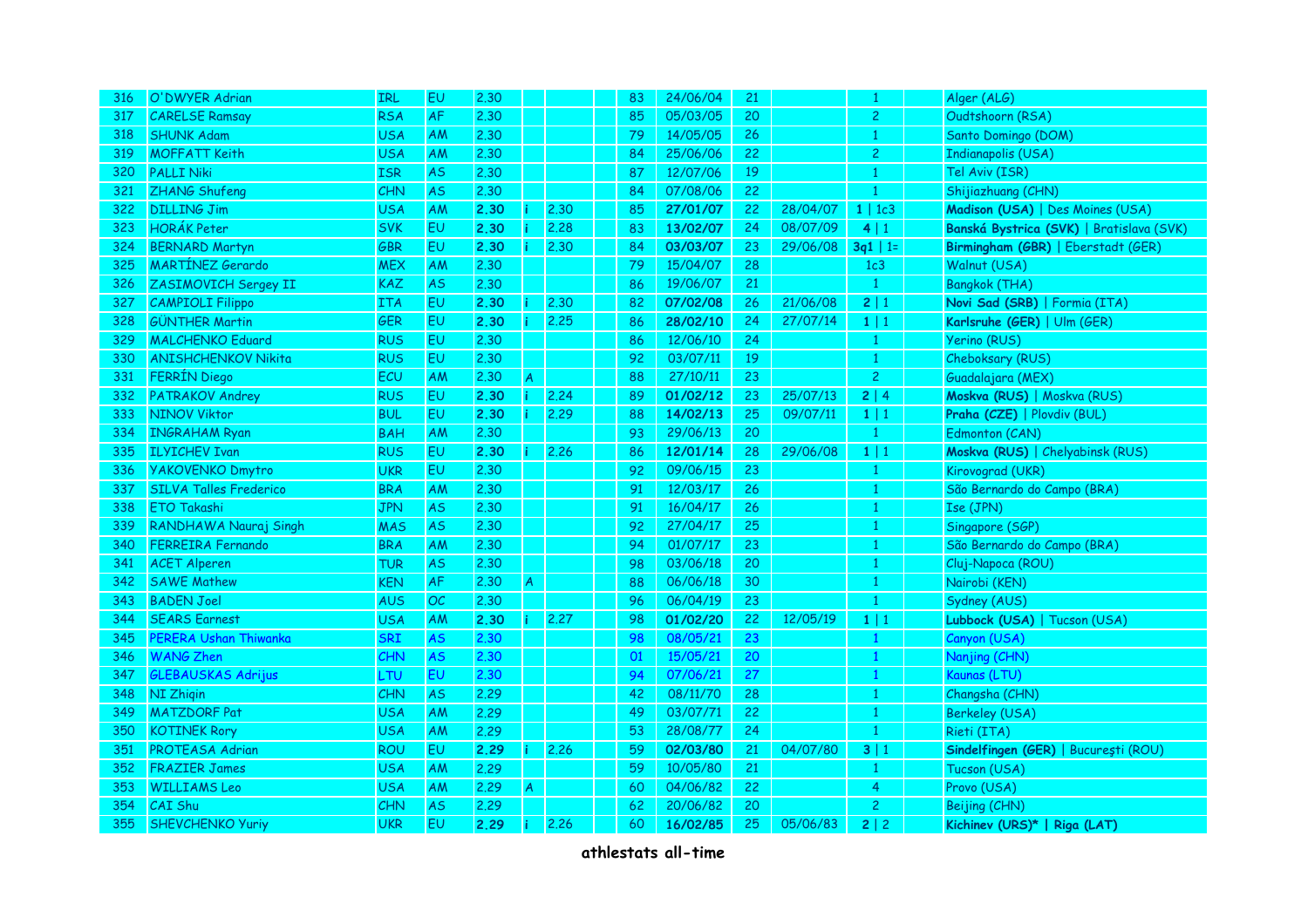| | | | | | | | | | | | | | | |
|---|---|---|---|---|---|---|---|---|---|---|---|---|---|---|
| 316 | O'DWYER Adrian | IRL | EU | 2.30 | | | | 83 | 24/06/04 | 21 | | 1 | | Alger (ALG) |
| 317 | CARELSE Ramsay | RSA | AF | 2.30 | | | | 85 | 05/03/05 | 20 | | 2 | | Oudtshoorn (RSA) |
| 318 | SHUNK Adam | USA | AM | 2.30 | | | | 79 | 14/05/05 | 26 | | 1 | | Santo Domingo (DOM) |
| 319 | MOFFATT Keith | USA | AM | 2.30 | | | | 84 | 25/06/06 | 22 | | 2 | | Indianapolis (USA) |
| 320 | PALLI Niki | ISR | AS | 2.30 | | | | 87 | 12/07/06 | 19 | | 1 | | Tel Aviv (ISR) |
| 321 | ZHANG Shufeng | CHN | AS | 2.30 | | | | 84 | 07/08/06 | 22 | | 1 | | Shijiazhuang (CHN) |
| 322 | DILLING Jim | USA | AM | **2.30** | i | 2.30 | | 85 | **27/01/07** | 22 | 28/04/07 | **1** \| 1c3 | | **Madison (USA)** \| Des Moines (USA) |
| 323 | HORÁK Peter | SVK | EU | **2.30** | i | 2.28 | | 83 | **13/02/07** | 24 | 08/07/09 | **4** \| 1 | | **Banská Bystrica (SVK)** \| Bratislava (SVK) |
| 324 | BERNARD Martyn | GBR | EU | **2.30** | i | 2.30 | | 84 | **03/03/07** | 23 | 29/06/08 | **3q1** \| 1= | | **Birmingham (GBR)** \| Eberstadt (GER) |
| 325 | MARTÍNEZ Gerardo | MEX | AM | 2.30 | | | | 79 | 15/04/07 | 28 | | 1c3 | | Walnut (USA) |
| 326 | ZASIMOVICH Sergey II | KAZ | AS | 2.30 | | | | 86 | 19/06/07 | 21 | | 1 | | Bangkok (THA) |
| 327 | CAMPIOLI Filippo | ITA | EU | **2.30** | i | 2.30 | | 82 | **07/02/08** | 26 | 21/06/08 | **2** \| 1 | | **Novi Sad (SRB)** \| Formia (ITA) |
| 328 | GÜNTHER Martin | GER | EU | **2.30** | i | 2.25 | | 86 | **28/02/10** | 24 | 27/07/14 | **1** \| 1 | | **Karlsruhe (GER)** \| Ulm (GER) |
| 329 | MALCHENKO Eduard | RUS | EU | 2.30 | | | | 86 | 12/06/10 | 24 | | 1 | | Yerino (RUS) |
| 330 | ANISHCHENKOV Nikita | RUS | EU | 2.30 | | | | 92 | 03/07/11 | 19 | | 1 | | Cheboksary (RUS) |
| 331 | FERRÍN Diego | ECU | AM | 2.30 | A | | | 88 | 27/10/11 | 23 | | 2 | | Guadalajara (MEX) |
| 332 | PATRAKOV Andrey | RUS | EU | **2.30** | i | 2.24 | | 89 | **01/02/12** | 23 | 25/07/13 | **2** \| 4 | | **Moskva (RUS)** \| Moskva (RUS) |
| 333 | NINOV Viktor | BUL | EU | **2.30** | i | 2.29 | | 88 | **14/02/13** | 25 | 09/07/11 | **1** \| 1 | | **Praha (CZE)** \| Plovdiv (BUL) |
| 334 | INGRAHAM Ryan | BAH | AM | 2.30 | | | | 93 | 29/06/13 | 20 | | 1 | | Edmonton (CAN) |
| 335 | ILYICHEV Ivan | RUS | EU | **2.30** | i | 2.26 | | 86 | **12/01/14** | 28 | 29/06/08 | **1** \| 1 | | **Moskva (RUS)** \| Chelyabinsk (RUS) |
| 336 | YAKOVENKO Dmytro | UKR | EU | 2.30 | | | | 92 | 09/06/15 | 23 | | 1 | | Kirovograd (UKR) |
| 337 | SILVA Talles Frederico | BRA | AM | 2.30 | | | | 91 | 12/03/17 | 26 | | 1 | | São Bernardo do Campo (BRA) |
| 338 | ETO Takashi | JPN | AS | 2.30 | | | | 91 | 16/04/17 | 26 | | 1 | | Ise (JPN) |
| 339 | RANDHAWA Nauraj Singh | MAS | AS | 2.30 | | | | 92 | 27/04/17 | 25 | | 1 | | Singapore (SGP) |
| 340 | FERREIRA Fernando | BRA | AM | 2.30 | | | | 94 | 01/07/17 | 23 | | 1 | | São Bernardo do Campo (BRA) |
| 341 | ACET Alperen | TUR | AS | 2.30 | | | | 98 | 03/06/18 | 20 | | 1 | | Cluj-Napoca (ROU) |
| 342 | SAWE Mathew | KEN | AF | 2.30 | A | | | 88 | 06/06/18 | 30 | | 1 | | Nairobi (KEN) |
| 343 | BADEN Joel | AUS | OC | 2.30 | | | | 96 | 06/04/19 | 23 | | 1 | | Sydney (AUS) |
| 344 | SEARS Earnest | USA | AM | **2.30** | i | 2.27 | | 98 | **01/02/20** | 22 | 12/05/19 | **1** \| 1 | | **Lubbock (USA)** \| Tucson (USA) |
| 345 | PERERA Ushan Thiwanka | SRI | AS | 2.30 | | | | 98 | 08/05/21 | 23 | | 1 | | Canyon (USA) |
| 346 | WANG Zhen | CHN | AS | 2.30 | | | | 01 | 15/05/21 | 20 | | 1 | | Nanjing (CHN) |
| 347 | GLEBAUSKAS Adrijus | LTU | EU | 2.30 | | | | 94 | 07/06/21 | 27 | | 1 | | Kaunas (LTU) |
| 348 | NI Zhiqin | CHN | AS | 2.29 | | | | 42 | 08/11/70 | 28 | | 1 | | Changsha (CHN) |
| 349 | MATZDORF Pat | USA | AM | 2.29 | | | | 49 | 03/07/71 | 22 | | 1 | | Berkeley (USA) |
| 350 | KOTINEK Rory | USA | AM | 2.29 | | | | 53 | 28/08/77 | 24 | | 1 | | Rieti (ITA) |
| 351 | PROTEASA Adrian | ROU | EU | **2.29** | i | 2.26 | | 59 | **02/03/80** | 21 | 04/07/80 | **3** \| 1 | | **Sindelfingen (GER)** \| Bucureşti (ROU) |
| 352 | FRAZIER James | USA | AM | 2.29 | | | | 59 | 10/05/80 | 21 | | 1 | | Tucson (USA) |
| 353 | WILLIAMS Leo | USA | AM | 2.29 | A | | | 60 | 04/06/82 | 22 | | 4 | | Provo (USA) |
| 354 | CAI Shu | CHN | AS | 2.29 | | | | 62 | 20/06/82 | 20 | | 2 | | Beijing (CHN) |
| 355 | SHEVCHENKO Yuriy | UKR | EU | **2.29** | i | 2.26 | | 60 | **16/02/85** | 25 | 05/06/83 | **2** \| 2 | | **Kichinev (URS)*** \| **Riga (LAT)** |

**athlestats all-time**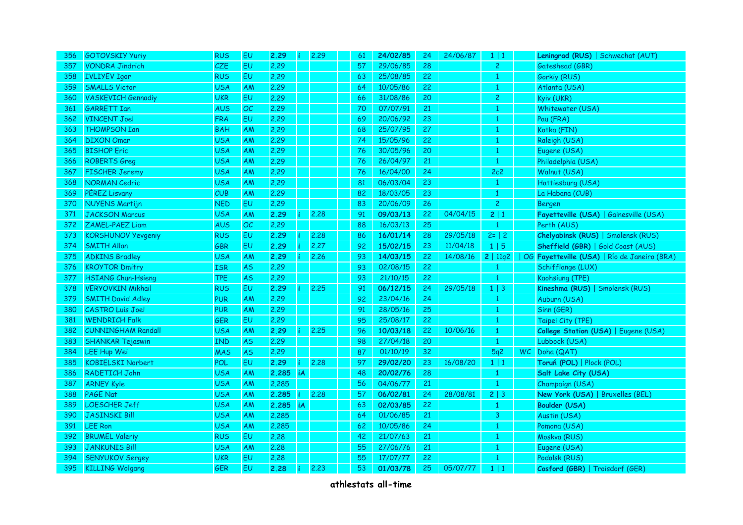| 356 | GOTOVSKIY Yuriy | RUS | EU | **2.29** | i | 2.29 | | 61 | **24/02/85** | 24 | 24/06/87 | 1 \| 1 | | **Leningrad (RUS)** \| Schwechat (AUT) |
|---|---|---|---|---|---|---|---|---|---|---|---|---|---|---|
| 357 | VONDRA Jindrich | CZE | EU | 2.29 | | | | 57 | 29/06/85 | 28 | | 2 | | Gateshead (GBR) |
| 358 | IVLIYEV Igor | RUS | EU | 2.29 | | | | 63 | 25/08/85 | 22 | | 1 | | Gorkiy (RUS) |
| 359 | SMALLS Victor | USA | AM | 2.29 | | | | 64 | 10/05/86 | 22 | | 1 | | Atlanta (USA) |
| 360 | VASKEVICH Gennadiy | UKR | EU | 2.29 | | | | 66 | 31/08/86 | 20 | | 2 | | Kyiv (UKR) |
| 361 | GARRETT Ian | AUS | OC | 2.29 | | | | 70 | 07/07/91 | 21 | | 1 | | Whitewater (USA) |
| 362 | VINCENT Joel | FRA | EU | 2.29 | | | | 69 | 20/06/92 | 23 | | 1 | | Pau (FRA) |
| 363 | THOMPSON Ian | BAH | AM | 2.29 | | | | 68 | 25/07/95 | 27 | | 1 | | Kotka (FIN) |
| 364 | DIXON Omar | USA | AM | 2.29 | | | | 74 | 15/05/96 | 22 | | 1 | | Raleigh (USA) |
| 365 | BISHOP Eric | USA | AM | 2.29 | | | | 76 | 30/05/96 | 20 | | 1 | | Eugene (USA) |
| 366 | ROBERTS Greg | USA | AM | 2.29 | | | | 76 | 26/04/97 | 21 | | 1 | | Philadelphia (USA) |
| 367 | FISCHER Jeremy | USA | AM | 2.29 | | | | 76 | 16/04/00 | 24 | | 2c2 | | Walnut (USA) |
| 368 | NORMAN Cedric | USA | AM | 2.29 | | | | 81 | 06/03/04 | 23 | | 1 | | Hattiesburg (USA) |
| 369 | PÉREZ Lisvany | CUB | AM | 2.29 | | | | 82 | 18/03/05 | 23 | | 1 | | La Habana (CUB) |
| 370 | NUYENS Martijn | NED | EU | 2.29 | | | | 83 | 20/06/09 | 26 | | 2 | | Bergen |
| 371 | JACKSON Marcus | USA | AM | **2.29** | i | 2.28 | | 91 | **09/03/13** | 22 | 04/04/15 | 2 \| 1 | | **Fayetteville (USA)** \| Gainesville (USA) |
| 372 | ZAMEL-PAEZ Liam | AUS | OC | 2.29 | | | | 88 | 16/03/13 | 25 | | 1 | | Perth (AUS) |
| 373 | KORSHUNOV Yevgeniy | RUS | EU | **2.29** | i | 2.28 | | 86 | **16/01/14** | 28 | 29/05/18 | 2= \| 2 | | **Chelyabinsk (RUS)** \| Smolensk (RUS) |
| 374 | SMITH Allan | GBR | EU | **2.29** | i | 2.27 | | 92 | **15/02/15** | 23 | 11/04/18 | 1 \| 5 | | **Sheffield (GBR)** \| Gold Coast (AUS) |
| 375 | ADKINS Bradley | USA | AM | **2.29** | i | 2.26 | | 93 | **14/03/15** | 22 | 14/08/16 | 2 \| 11q2 | \| OG | **Fayetteville (USA)** \| Río de Janeiro (BRA) |
| 376 | KROYTOR Dmitry | ISR | AS | 2.29 | | | | 93 | 02/08/15 | 22 | | 1 | | Schifflange (LUX) |
| 377 | HSIANG Chun-Hsieng | TPE | AS | 2.29 | | | | 93 | 21/10/15 | 22 | | 1 | | Kaohsiung (TPE) |
| 378 | VERYOVKIN Mikhail | RUS | EU | **2.29** | i | 2.25 | | 91 | **06/12/15** | 24 | 29/05/18 | 1 \| 3 | | **Kineshma (RUS)** \| Smolensk (RUS) |
| 379 | SMITH David Adley | PUR | AM | 2.29 | | | | 92 | 23/04/16 | 24 | | 1 | | Auburn (USA) |
| 380 | CASTRO Luis Joel | PUR | AM | 2.29 | | | | 91 | 28/05/16 | 25 | | 1 | | Sinn (GER) |
| 381 | WENDRICH Falk | GER | EU | 2.29 | | | | 95 | 25/08/17 | 22 | | 1 | | Taipei City (TPE) |
| 382 | CUNNINGHAM Randall | USA | AM | **2.29** | i | 2.25 | | 96 | **10/03/18** | 22 | 10/06/16 | **1** | | **College Station (USA)** \| Eugene (USA) |
| 383 | SHANKAR Tejaswin | IND | AS | 2.29 | | | | 98 | 27/04/18 | 20 | | 1 | | Lubbock (USA) |
| 384 | LEE Hup Wei | MAS | AS | 2.29 | | | | 87 | 01/10/19 | 32 | | 5q2 | WC | Doha (QAT) |
| 385 | KOBIELSKI Norbert | POL | EU | **2.29** | i | 2.28 | | 97 | **29/02/20** | 23 | 16/08/20 | 1 \| 1 | | **Toruń (POL)** \| Plock (POL) |
| 386 | RADETICH John | USA | AM | **2.285** | iA | | | 48 | **20/02/76** | 28 | | **1** | | **Salt Lake City (USA)** |
| 387 | ARNEY Kyle | USA | AM | 2.285 | | | | 56 | 04/06/77 | 21 | | 1 | | Champaign (USA) |
| 388 | PAGE Nat | USA | AM | **2.285** | i | 2.28 | | 57 | **06/02/81** | 24 | 28/08/81 | 2 \| 3 | | **New York (USA)** \| Bruxelles (BEL) |
| 389 | LOESCHER Jeff | USA | AM | **2.285** | iA | | | 63 | **02/03/85** | 22 | | **1** | | **Boulder (USA)** |
| 390 | JASINSKI Bill | USA | AM | 2.285 | | | | 64 | 01/06/85 | 21 | | 3 | | Austin (USA) |
| 391 | LEE Ron | USA | AM | 2.285 | | | | 62 | 10/05/86 | 24 | | 1 | | Pomona (USA) |
| 392 | BRUMEL Valeriy | RUS | EU | 2.28 | | | | 42 | 21/07/63 | 21 | | 1 | | Moskva (RUS) |
| 393 | JANKUNIS Bill | USA | AM | 2.28 | | | | 55 | 27/06/76 | 21 | | 1 | | Eugene (USA) |
| 394 | SENYUKOV Sergey | UKR | EU | 2.28 | | | | 55 | 17/07/77 | 22 | | 1 | | Podolsk (RUS) |
| 395 | KILLING Wolgang | GER | EU | **2.28** | i | 2.23 | | 53 | **01/03/78** | 25 | 05/07/77 | 1 \| 1 | | **Cosford (GBR)** \| Troisdorf (GER) |

**athlestats all-time**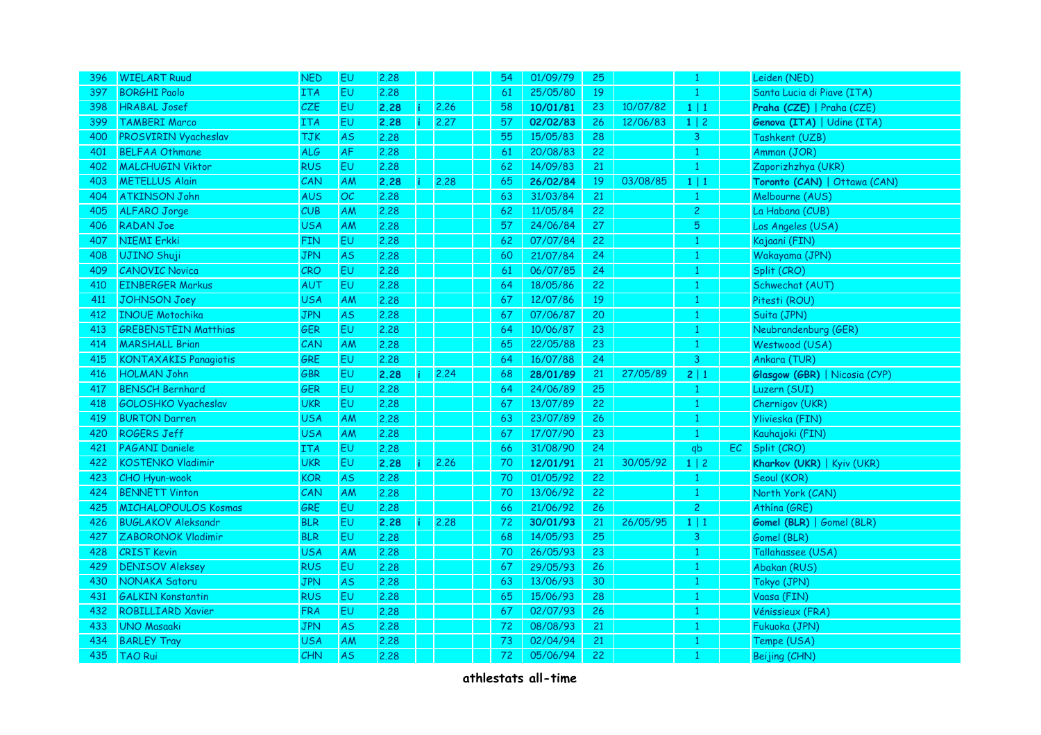| 396 | WIELART Ruud | NED | EU | 2.28 | | | | 54 | 01/09/79 | 25 | | 1 | | Leiden (NED) |
|---|---|---|---|---|---|---|---|---|---|---|---|---|---|---|
| 397 | BORGHI Paolo | ITA | EU | 2.28 | | | | 61 | 25/05/80 | 19 | | 1 | | Santa Lucia di Piave (ITA) |
| 398 | HRABAL Josef | CZE | EU | **2.28** | i | 2.26 | | 58 | **10/01/81** | 23 | 10/07/82 | 1 \| 1 | | **Praha (CZE)** \| Praha (CZE) |
| 399 | TAMBERI Marco | ITA | EU | **2.28** | i | 2.27 | | 57 | **02/02/83** | 26 | 12/06/83 | 1 \| 2 | | **Genova (ITA)** \| Udine (ITA) |
| 400 | PROSVIRIN Vyacheslav | TJK | AS | 2.28 | | | | 55 | 15/05/83 | 28 | | 3 | | Tashkent (UZB) |
| 401 | BELFAA Othmane | ALG | AF | 2.28 | | | | 61 | 20/08/83 | 22 | | 1 | | Amman (JOR) |
| 402 | MALCHUGIN Viktor | RUS | EU | 2.28 | | | | 62 | 14/09/83 | 21 | | 1 | | Zaporizhzhya (UKR) |
| 403 | METELLUS Alain | CAN | AM | **2.28** | i | 2.28 | | 65 | **26/02/84** | 19 | 03/08/85 | 1 \| 1 | | **Toronto (CAN)** \| Ottawa (CAN) |
| 404 | ATKINSON John | AUS | OC | 2.28 | | | | 63 | 31/03/84 | 21 | | 1 | | Melbourne (AUS) |
| 405 | ALFARO Jorge | CUB | AM | 2.28 | | | | 62 | 11/05/84 | 22 | | 2 | | La Habana (CUB) |
| 406 | RADAN Joe | USA | AM | 2.28 | | | | 57 | 24/06/84 | 27 | | 5 | | Los Angeles (USA) |
| 407 | NIEMI Erkki | FIN | EU | 2.28 | | | | 62 | 07/07/84 | 22 | | 1 | | Kajaani (FIN) |
| 408 | UJINO Shuji | JPN | AS | 2.28 | | | | 60 | 21/07/84 | 24 | | 1 | | Wakayama (JPN) |
| 409 | CANOVIC Novica | CRO | EU | 2.28 | | | | 61 | 06/07/85 | 24 | | 1 | | Split (CRO) |
| 410 | EINBERGER Markus | AUT | EU | 2.28 | | | | 64 | 18/05/86 | 22 | | 1 | | Schwechat (AUT) |
| 411 | JOHNSON Joey | USA | AM | 2.28 | | | | 67 | 12/07/86 | 19 | | 1 | | Pitesti (ROU) |
| 412 | INOUE Motochika | JPN | AS | 2.28 | | | | 67 | 07/06/87 | 20 | | 1 | | Suita (JPN) |
| 413 | GREBENSTEIN Matthias | GER | EU | 2.28 | | | | 64 | 10/06/87 | 23 | | 1 | | Neubrandenburg (GER) |
| 414 | MARSHALL Brian | CAN | AM | 2.28 | | | | 65 | 22/05/88 | 23 | | 1 | | Westwood (USA) |
| 415 | KONTAXAKIS Panagiotis | GRE | EU | 2.28 | | | | 64 | 16/07/88 | 24 | | 3 | | Ankara (TUR) |
| 416 | HOLMAN John | GBR | EU | **2.28** | i | 2.24 | | 68 | **28/01/89** | 21 | 27/05/89 | 2 \| 1 | | **Glasgow (GBR)** \| Nicosia (CYP) |
| 417 | BENSCH Bernhard | GER | EU | 2.28 | | | | 64 | 24/06/89 | 25 | | 1 | | Luzern (SUI) |
| 418 | GOLOSHKO Vyacheslav | UKR | EU | 2.28 | | | | 67 | 13/07/89 | 22 | | 1 | | Chernigov (UKR) |
| 419 | BURTON Darren | USA | AM | 2.28 | | | | 63 | 23/07/89 | 26 | | 1 | | Ylivieska (FIN) |
| 420 | ROGERS Jeff | USA | AM | 2.28 | | | | 67 | 17/07/90 | 23 | | 1 | | Kauhajoki (FIN) |
| 421 | PAGANI Daniele | ITA | EU | 2.28 | | | | 66 | 31/08/90 | 24 | | qb | EC | Split (CRO) |
| 422 | KOSTENKO Vladimir | UKR | EU | **2.28** | i | 2.26 | | 70 | **12/01/91** | 21 | 30/05/92 | 1 \| 2 | | **Kharkov (UKR)** \| Kyiv (UKR) |
| 423 | CHO Hyun-wook | KOR | AS | 2.28 | | | | 70 | 01/05/92 | 22 | | 1 | | Seoul (KOR) |
| 424 | BENNETT Vinton | CAN | AM | 2.28 | | | | 70 | 13/06/92 | 22 | | 1 | | North York (CAN) |
| 425 | MICHALOPOULOS Kosmas | GRE | EU | 2.28 | | | | 66 | 21/06/92 | 26 | | 2 | | Athína (GRE) |
| 426 | BUGLAKOV Aleksandr | BLR | EU | **2.28** | i | 2.28 | | 72 | **30/01/93** | 21 | 26/05/95 | 1 \| 1 | | **Gomel (BLR)** \| Gomel (BLR) |
| 427 | ZABORONOK Vladimir | BLR | EU | 2.28 | | | | 68 | 14/05/93 | 25 | | 3 | | Gomel (BLR) |
| 428 | CRIST Kevin | USA | AM | 2.28 | | | | 70 | 26/05/93 | 23 | | 1 | | Tallahassee (USA) |
| 429 | DENISOV Aleksey | RUS | EU | 2.28 | | | | 67 | 29/05/93 | 26 | | 1 | | Abakan (RUS) |
| 430 | NONAKA Satoru | JPN | AS | 2.28 | | | | 63 | 13/06/93 | 30 | | 1 | | Tokyo (JPN) |
| 431 | GALKIN Konstantin | RUS | EU | 2.28 | | | | 65 | 15/06/93 | 28 | | 1 | | Vaasa (FIN) |
| 432 | ROBILLIARD Xavier | FRA | EU | 2.28 | | | | 67 | 02/07/93 | 26 | | 1 | | Vénissieux (FRA) |
| 433 | UNO Masaaki | JPN | AS | 2.28 | | | | 72 | 08/08/93 | 21 | | 1 | | Fukuoka (JPN) |
| 434 | BARLEY Tray | USA | AM | 2.28 | | | | 73 | 02/04/94 | 21 | | 1 | | Tempe (USA) |
| 435 | TAO Rui | CHN | AS | 2.28 | | | | 72 | 05/06/94 | 22 | | 1 | | Beijing (CHN) |

**athlestats all-time**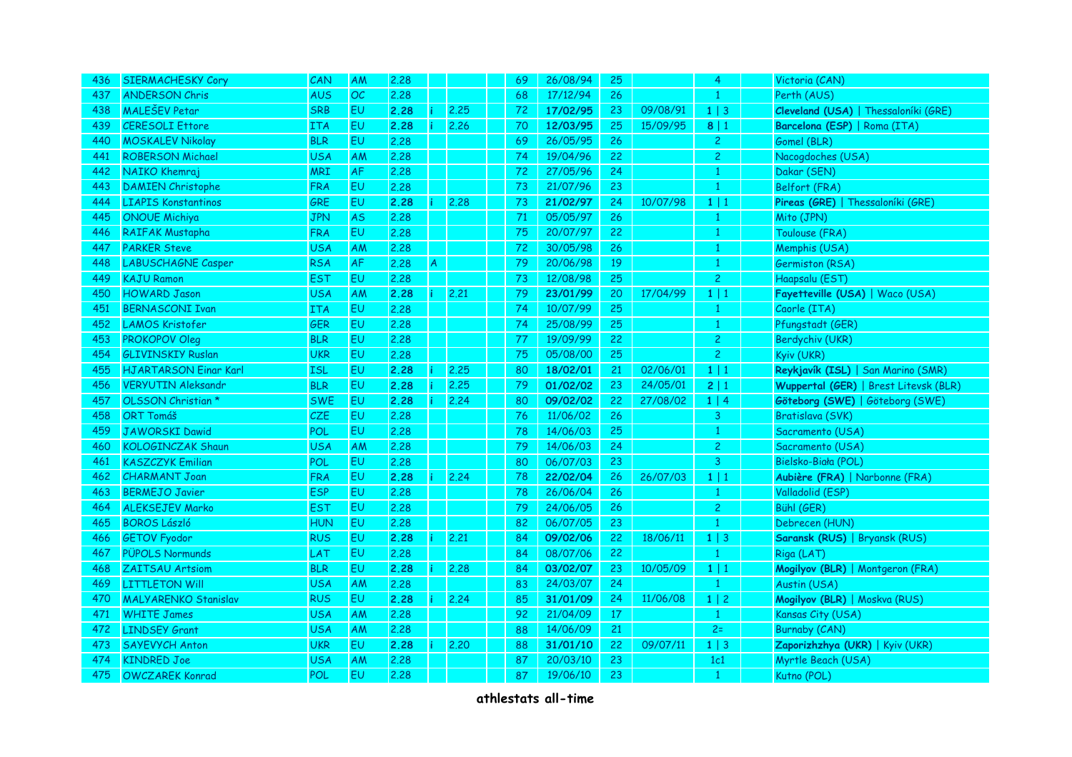| | | | | | | | | | | | | | | |
|---|---|---|---|---|---|---|---|---|---|---|---|---|---|---|
| 436 | SIERMACHESKY Cory | CAN | AM | 2.28 | | | | 69 | 26/08/94 | 25 | | 4 | | Victoria (CAN) |
| 437 | ANDERSON Chris | AUS | OC | 2.28 | | | | 68 | 17/12/94 | 26 | | 1 | | Perth (AUS) |
| 438 | MALEŠEV Petar | SRB | EU | **2.28** | i | 2.25 | | 72 | **17/02/95** | 23 | 09/08/91 | 1 \| 3 | | **Cleveland (USA)** \| Thessaloníki (GRE) |
| 439 | CERESOLI Ettore | ITA | EU | **2.28** | i | 2.26 | | 70 | **12/03/95** | 25 | 15/09/95 | 8 \| 1 | | **Barcelona (ESP)** \| Roma (ITA) |
| 440 | MOSKALEV Nikolay | BLR | EU | 2.28 | | | | 69 | 26/05/95 | 26 | | 2 | | Gomel (BLR) |
| 441 | ROBERSON Michael | USA | AM | 2.28 | | | | 74 | 19/04/96 | 22 | | 2 | | Nacogdoches (USA) |
| 442 | NAIKO Khemraj | MRI | AF | 2.28 | | | | 72 | 27/05/96 | 24 | | 1 | | Dakar (SEN) |
| 443 | DAMIEN Christophe | FRA | EU | 2.28 | | | | 73 | 21/07/96 | 23 | | 1 | | Belfort (FRA) |
| 444 | LIAPIS Konstantinos | GRE | EU | **2.28** | i | 2.28 | | 73 | **21/02/97** | 24 | 10/07/98 | 1 \| 1 | | **Pireas (GRE)** \| Thessaloníki (GRE) |
| 445 | ONOUE Michiya | JPN | AS | 2.28 | | | | 71 | 05/05/97 | 26 | | 1 | | Mito (JPN) |
| 446 | RAIFAK Mustapha | FRA | EU | 2.28 | | | | 75 | 20/07/97 | 22 | | 1 | | Toulouse (FRA) |
| 447 | PARKER Steve | USA | AM | 2.28 | | | | 72 | 30/05/98 | 26 | | 1 | | Memphis (USA) |
| 448 | LABUSCHAGNE Casper | RSA | AF | 2.28 | A | | | 79 | 20/06/98 | 19 | | 1 | | Germiston (RSA) |
| 449 | KAJU Ramon | EST | EU | 2.28 | | | | 73 | 12/08/98 | 25 | | 2 | | Haapsalu (EST) |
| 450 | HOWARD Jason | USA | AM | **2.28** | i | 2.21 | | 79 | **23/01/99** | 20 | 17/04/99 | 1 \| 1 | | **Fayetteville (USA)** \| Waco (USA) |
| 451 | BERNASCONI Ivan | ITA | EU | 2.28 | | | | 74 | 10/07/99 | 25 | | 1 | | Caorle (ITA) |
| 452 | LAMOS Kristofer | GER | EU | 2.28 | | | | 74 | 25/08/99 | 25 | | 1 | | Pfungstadt (GER) |
| 453 | PROKOPOV Oleg | BLR | EU | 2.28 | | | | 77 | 19/09/99 | 22 | | 2 | | Berdychiv (UKR) |
| 454 | GLIVINSKIY Ruslan | UKR | EU | 2.28 | | | | 75 | 05/08/00 | 25 | | 2 | | Kyiv (UKR) |
| 455 | HJARTARSON Einar Karl | ISL | EU | **2.28** | i | 2.25 | | 80 | **18/02/01** | 21 | 02/06/01 | 1 \| 1 | | **Reykjavík (ISL)** \| San Marino (SMR) |
| 456 | VERYUTIN Aleksandr | BLR | EU | **2.28** | i | 2.25 | | 79 | **01/02/02** | 23 | 24/05/01 | 2 \| 1 | | **Wuppertal (GER)** \| Brest Litevsk (BLR) |
| 457 | OLSSON Christian * | SWE | EU | **2.28** | i | 2.24 | | 80 | **09/02/02** | 22 | 27/08/02 | 1 \| 4 | | **Göteborg (SWE)** \| Göteborg (SWE) |
| 458 | ORT Tomáš | CZE | EU | 2.28 | | | | 76 | 11/06/02 | 26 | | 3 | | Bratislava (SVK) |
| 459 | JAWORSKI Dawid | POL | EU | 2.28 | | | | 78 | 14/06/03 | 25 | | 1 | | Sacramento (USA) |
| 460 | KOLOGINCZAK Shaun | USA | AM | 2.28 | | | | 79 | 14/06/03 | 24 | | 2 | | Sacramento (USA) |
| 461 | KASZCZYK Emilian | POL | EU | 2.28 | | | | 80 | 06/07/03 | 23 | | 3 | | Bielsko-Biała (POL) |
| 462 | CHARMANT Joan | FRA | EU | **2.28** | i | 2.24 | | 78 | **22/02/04** | 26 | 26/07/03 | 1 \| 1 | | **Aubière (FRA)** \| Narbonne (FRA) |
| 463 | BERMEJO Javier | ESP | EU | 2.28 | | | | 78 | 26/06/04 | 26 | | 1 | | Valladolid (ESP) |
| 464 | ALEKSEJEV Marko | EST | EU | 2.28 | | | | 79 | 24/06/05 | 26 | | 2 | | Bühl (GER) |
| 465 | BOROS László | HUN | EU | 2.28 | | | | 82 | 06/07/05 | 23 | | 1 | | Debrecen (HUN) |
| 466 | GETOV Fyodor | RUS | EU | **2.28** | i | 2.21 | | 84 | **09/02/06** | 22 | 18/06/11 | 1 \| 3 | | **Saransk (RUS)** \| Bryansk (RUS) |
| 467 | PŪPOLS Normunds | LAT | EU | 2.28 | | | | 84 | 08/07/06 | 22 | | 1 | | Riga (LAT) |
| 468 | ZAITSAU Artsiom | BLR | EU | **2.28** | i | 2.28 | | 84 | **03/02/07** | 23 | 10/05/09 | 1 \| 1 | | **Mogilyov (BLR)** \| Montgeron (FRA) |
| 469 | LITTLETON Will | USA | AM | 2.28 | | | | 83 | 24/03/07 | 24 | | 1 | | Austin (USA) |
| 470 | MALYARENKO Stanislav | RUS | EU | **2.28** | i | 2.24 | | 85 | **31/01/09** | 24 | 11/06/08 | 1 \| 2 | | **Mogilyov (BLR)** \| Moskva (RUS) |
| 471 | WHITE James | USA | AM | 2.28 | | | | 92 | 21/04/09 | 17 | | 1 | | Kansas City (USA) |
| 472 | LINDSEY Grant | USA | AM | 2.28 | | | | 88 | 14/06/09 | 21 | | 2= | | Burnaby (CAN) |
| 473 | SAYEVYCH Anton | UKR | EU | **2.28** | i | 2.20 | | 88 | **31/01/10** | 22 | 09/07/11 | 1 \| 3 | | **Zaporizhzhya (UKR)** \| Kyiv (UKR) |
| 474 | KINDRED Joe | USA | AM | 2.28 | | | | 87 | 20/03/10 | 23 | | 1c1 | | Myrtle Beach (USA) |
| 475 | OWCZAREK Konrad | POL | EU | 2.28 | | | | 87 | 19/06/10 | 23 | | 1 | | Kutno (POL) |

**athlestats all-time**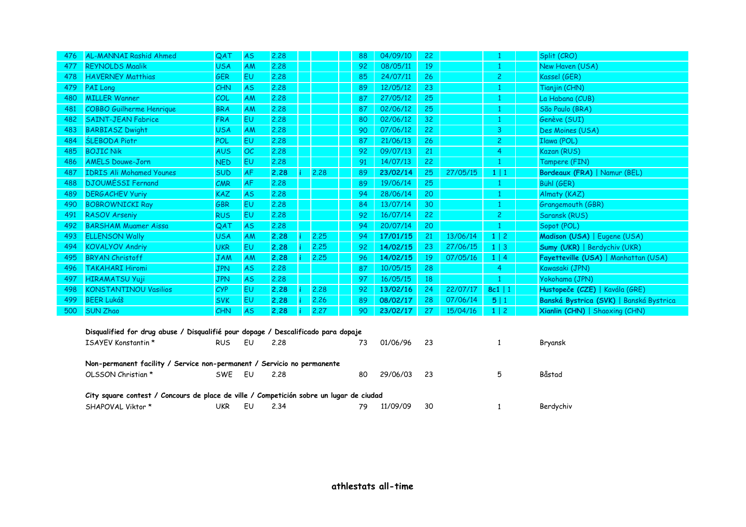| | | | | | | | | | | | | | | |
|---|---|---|---|---|---|---|---|---|---|---|---|---|---|---|
| 476 | AL-MANNAI Rashid Ahmed | QAT | AS | 2,28 | | | | 88 | 04/09/10 | 22 | | 1 | | Split (CRO) |
| 477 | REYNOLDS Maalik | USA | AM | 2,28 | | | | 92 | 08/05/11 | 19 | | 1 | | New Haven (USA) |
| 478 | HAVERNEY Matthias | GER | EU | 2,28 | | | | 85 | 24/07/11 | 26 | | 2 | | Kassel (GER) |
| 479 | PAI Long | CHN | AS | 2,28 | | | | 89 | 12/05/12 | 23 | | 1 | | Tianjin (CHN) |
| 480 | MILLER Wanner | COL | AM | 2,28 | | | | 87 | 27/05/12 | 25 | | 1 | | La Habana (CUB) |
| 481 | COBBO Guilherme Henrique | BRA | AM | 2,28 | | | | 87 | 02/06/12 | 25 | | 1 | | São Paulo (BRA) |
| 482 | SAINT-JEAN Fabrice | FRA | EU | 2,28 | | | | 80 | 02/06/12 | 32 | | 1 | | Genève (SUI) |
| 483 | BARBIASZ Dwight | USA | AM | 2,28 | | | | 90 | 07/06/12 | 22 | | 3 | | Des Moines (USA) |
| 484 | ŚLEBODA Piotr | POL | EU | 2,28 | | | | 87 | 21/06/13 | 26 | | 2 | | Ilawa (POL) |
| 485 | BOJIC Nik | AUS | OC | 2,28 | | | | 92 | 09/07/13 | 21 | | 4 | | Kazan (RUS) |
| 486 | AMELS Douwe-Jorn | NED | EU | 2,28 | | | | 91 | 14/07/13 | 22 | | 1 | | Tampere (FIN) |
| 487 | IDRIS Ali Mohamed Younes | SUD | AF | **2,28** | i | 2,28 | | 89 | **23/02/14** | 25 | 27/05/15 | **1** \| 1 | | **Bordeaux (FRA)** \| Namur (BEL) |
| 488 | DJOUMÉSSI Fernand | CMR | AF | 2,28 | | | | 89 | 19/06/14 | 25 | | 1 | | Bühl (GER) |
| 489 | DERGACHEV Yuriy | KAZ | AS | 2,28 | | | | 94 | 28/06/14 | 20 | | 1 | | Almaty (KAZ) |
| 490 | BOBROWNICKI Ray | GBR | EU | 2,28 | | | | 84 | 13/07/14 | 30 | | 1 | | Grangemouth (GBR) |
| 491 | RASOV Arseniy | RUS | EU | 2,28 | | | | 92 | 16/07/14 | 22 | | 2 | | Saransk (RUS) |
| 492 | BARSHAM Muamer Aissa | QAT | AS | 2,28 | | | | 94 | 20/07/14 | 20 | | 1 | | Sopot (POL) |
| 493 | ELLENSON Wally | USA | AM | **2,28** | i | 2,25 | | 94 | **17/01/15** | 21 | 13/06/14 | **1** \| 2 | | **Madison (USA)** \| Eugene (USA) |
| 494 | KOVALYOV Andriy | UKR | EU | **2,28** | i | 2,25 | | 92 | **14/02/15** | 23 | 27/06/15 | **1** \| 3 | | **Sumy (UKR)** \| Berdychiv (UKR) |
| 495 | BRYAN Christoff | JAM | AM | **2,28** | i | 2,25 | | 96 | **14/02/15** | 19 | 07/05/16 | **1** \| 4 | | **Fayetteville (USA)** \| Manhattan (USA) |
| 496 | TAKAHARI Hiromi | JPN | AS | 2,28 | | | | 87 | 10/05/15 | 28 | | 4 | | Kawasaki (JPN) |
| 497 | HIRAMATSU Yuji | JPN | AS | 2,28 | | | | 97 | 16/05/15 | 18 | | 1 | | Yokohama (JPN) |
| 498 | KONSTANTINOU Vasilios | CYP | EU | **2,28** | i | 2,28 | | 92 | **13/02/16** | 24 | 22/07/17 | **8c1** \| 1 | | **Hustopeče (CZE)** \| Kavála (GRE) |
| 499 | BEER Lukáš | SVK | EU | **2,28** | i | 2,26 | | 89 | **08/02/17** | 28 | 07/06/14 | **5** \| 1 | | **Banská Bystrica (SVK)** \| Banská Bystrica |
| 500 | SUN Zhao | CHN | AS | **2,28** | i | 2,27 | | 90 | **23/02/17** | 27 | 15/04/16 | **1** \| 2 | | **Xianlin (CHN)** \| Shaoxing (CHN) |

**Disqualified for drug abuse / Disqualifié pour dopage / Descalificado para dopaje**

| | | | | | | | | |
|---|---|---|---|---|---|---|---|---|
| ISAYEV Konstantin * | RUS | EU | 2,28 | 73 | 01/06/96 | 23 | 1 | Bryansk |

**Non-permanent facility / Service non-permanent / Servicio no permanente**

| | | | | | | | | |
|---|---|---|---|---|---|---|---|---|
| OLSSON Christian * | SWE | EU | 2,28 | 80 | 29/06/03 | 23 | 5 | Båstad |

**City square contest / Concours de place de ville / Competición sobre un lugar de ciudad**

| | | | | | | | | |
|---|---|---|---|---|---|---|---|---|
| SHAPOVAL Viktor * | UKR | EU | 2,34 | 79 | 11/09/09 | 30 | 1 | Berdychiv |